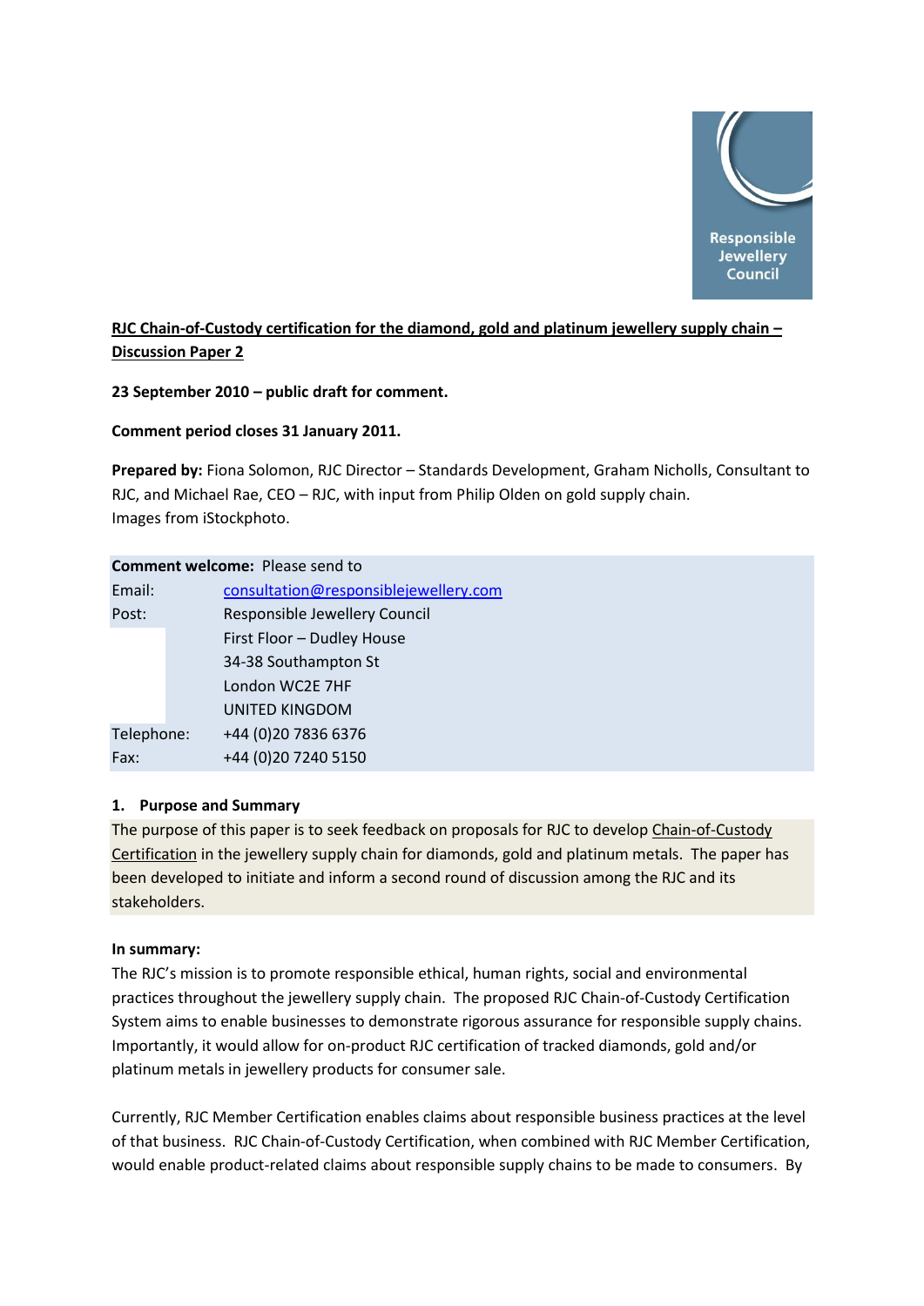Responsible Jewellery Council

**RJC Chain-of-Custody certification for the diamond, gold and platinum jewellery supply chain – Discussion Paper 2**

**23 September 2010 – public draft for comment.**

**Comment period closes 31 January 2011.**

**Prepared by:** Fiona Solomon, RJC Director – Standards Development, Graham Nicholls, Consultant to RJC, and Michael Rae, CEO – RJC, with input from Philip Olden on gold supply chain.
Images from iStockphoto.

| **Comment welcome:** Please send to | |
|---|---|
| Email: | consultation@responsiblejewellery.com |
| Post: | Responsible Jewellery Council |
| | First Floor – Dudley House |
| | 34-38 Southampton St |
| | London WC2E 7HF |
| | UNITED KINGDOM |
| Telephone: | +44 (0)20 7836 6376 |
| Fax: | +44 (0)20 7240 5150 |

## 1. Purpose and Summary

The purpose of this paper is to seek feedback on proposals for RJC to develop Chain-of-Custody Certification in the jewellery supply chain for diamonds, gold and platinum metals. The paper has been developed to initiate and inform a second round of discussion among the RJC and its stakeholders.

**In summary:**

The RJC's mission is to promote responsible ethical, human rights, social and environmental practices throughout the jewellery supply chain. The proposed RJC Chain-of-Custody Certification System aims to enable businesses to demonstrate rigorous assurance for responsible supply chains. Importantly, it would allow for on-product RJC certification of tracked diamonds, gold and/or platinum metals in jewellery products for consumer sale.

Currently, RJC Member Certification enables claims about responsible business practices at the level of that business. RJC Chain-of-Custody Certification, when combined with RJC Member Certification, would enable product-related claims about responsible supply chains to be made to consumers. By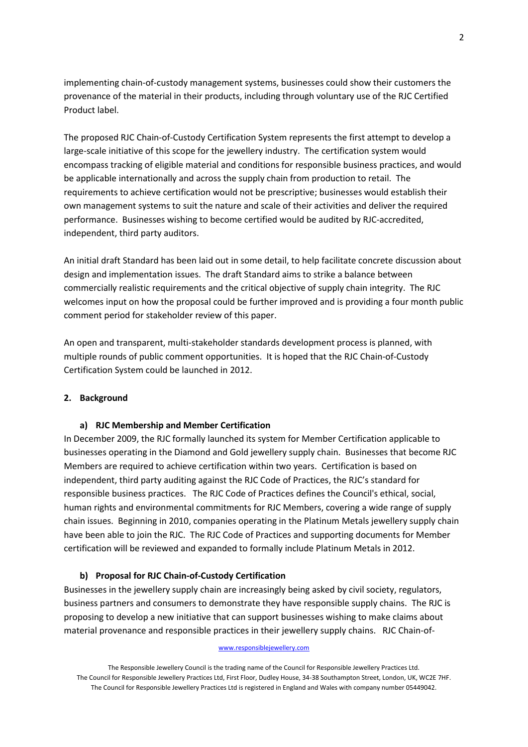implementing chain-of-custody management systems, businesses could show their customers the provenance of the material in their products, including through voluntary use of the RJC Certified Product label.

The proposed RJC Chain-of-Custody Certification System represents the first attempt to develop a large-scale initiative of this scope for the jewellery industry. The certification system would encompass tracking of eligible material and conditions for responsible business practices, and would be applicable internationally and across the supply chain from production to retail. The requirements to achieve certification would not be prescriptive; businesses would establish their own management systems to suit the nature and scale of their activities and deliver the required performance. Businesses wishing to become certified would be audited by RJC-accredited, independent, third party auditors.

An initial draft Standard has been laid out in some detail, to help facilitate concrete discussion about design and implementation issues. The draft Standard aims to strike a balance between commercially realistic requirements and the critical objective of supply chain integrity. The RJC welcomes input on how the proposal could be further improved and is providing a four month public comment period for stakeholder review of this paper.

An open and transparent, multi-stakeholder standards development process is planned, with multiple rounds of public comment opportunities. It is hoped that the RJC Chain-of-Custody Certification System could be launched in 2012.

## 2. Background

### a) RJC Membership and Member Certification

In December 2009, the RJC formally launched its system for Member Certification applicable to businesses operating in the Diamond and Gold jewellery supply chain. Businesses that become RJC Members are required to achieve certification within two years. Certification is based on independent, third party auditing against the RJC Code of Practices, the RJC's standard for responsible business practices. The RJC Code of Practices defines the Council's ethical, social, human rights and environmental commitments for RJC Members, covering a wide range of supply chain issues. Beginning in 2010, companies operating in the Platinum Metals jewellery supply chain have been able to join the RJC. The RJC Code of Practices and supporting documents for Member certification will be reviewed and expanded to formally include Platinum Metals in 2012.

### b) Proposal for RJC Chain-of-Custody Certification

Businesses in the jewellery supply chain are increasingly being asked by civil society, regulators, business partners and consumers to demonstrate they have responsible supply chains. The RJC is proposing to develop a new initiative that can support businesses wishing to make claims about material provenance and responsible practices in their jewellery supply chains. RJC Chain-of-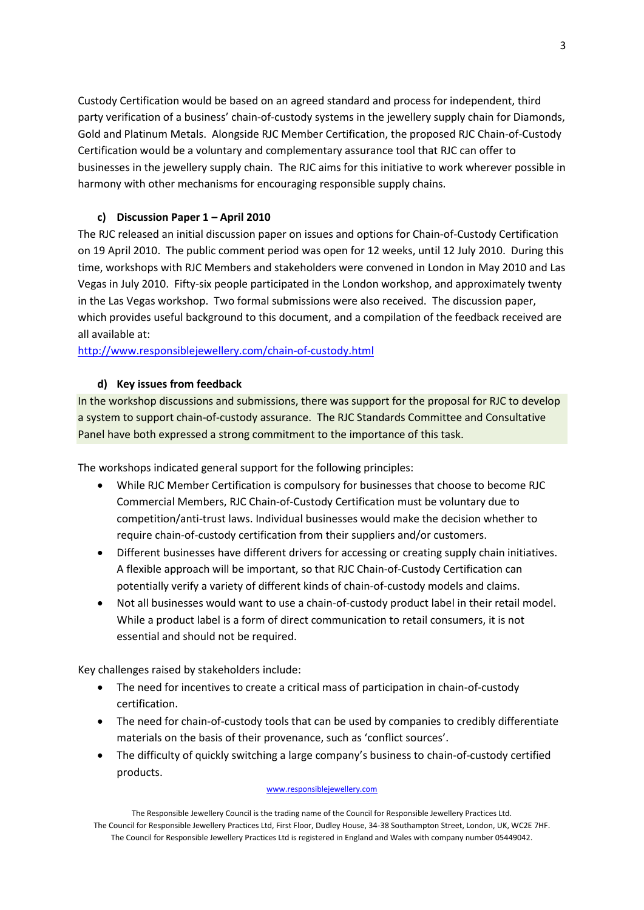Custody Certification would be based on an agreed standard and process for independent, third party verification of a business' chain-of-custody systems in the jewellery supply chain for Diamonds, Gold and Platinum Metals. Alongside RJC Member Certification, the proposed RJC Chain-of-Custody Certification would be a voluntary and complementary assurance tool that RJC can offer to businesses in the jewellery supply chain. The RJC aims for this initiative to work wherever possible in harmony with other mechanisms for encouraging responsible supply chains.

### c) Discussion Paper 1 – April 2010

The RJC released an initial discussion paper on issues and options for Chain-of-Custody Certification on 19 April 2010. The public comment period was open for 12 weeks, until 12 July 2010. During this time, workshops with RJC Members and stakeholders were convened in London in May 2010 and Las Vegas in July 2010. Fifty-six people participated in the London workshop, and approximately twenty in the Las Vegas workshop. Two formal submissions were also received. The discussion paper, which provides useful background to this document, and a compilation of the feedback received are all available at:

http://www.responsiblejewellery.com/chain-of-custody.html

### d) Key issues from feedback

In the workshop discussions and submissions, there was support for the proposal for RJC to develop a system to support chain-of-custody assurance. The RJC Standards Committee and Consultative Panel have both expressed a strong commitment to the importance of this task.

The workshops indicated general support for the following principles:

- While RJC Member Certification is compulsory for businesses that choose to become RJC Commercial Members, RJC Chain-of-Custody Certification must be voluntary due to competition/anti-trust laws. Individual businesses would make the decision whether to require chain-of-custody certification from their suppliers and/or customers.
- Different businesses have different drivers for accessing or creating supply chain initiatives. A flexible approach will be important, so that RJC Chain-of-Custody Certification can potentially verify a variety of different kinds of chain-of-custody models and claims.
- Not all businesses would want to use a chain-of-custody product label in their retail model. While a product label is a form of direct communication to retail consumers, it is not essential and should not be required.

Key challenges raised by stakeholders include:

- The need for incentives to create a critical mass of participation in chain-of-custody certification.
- The need for chain-of-custody tools that can be used by companies to credibly differentiate materials on the basis of their provenance, such as 'conflict sources'.
- The difficulty of quickly switching a large company's business to chain-of-custody certified products.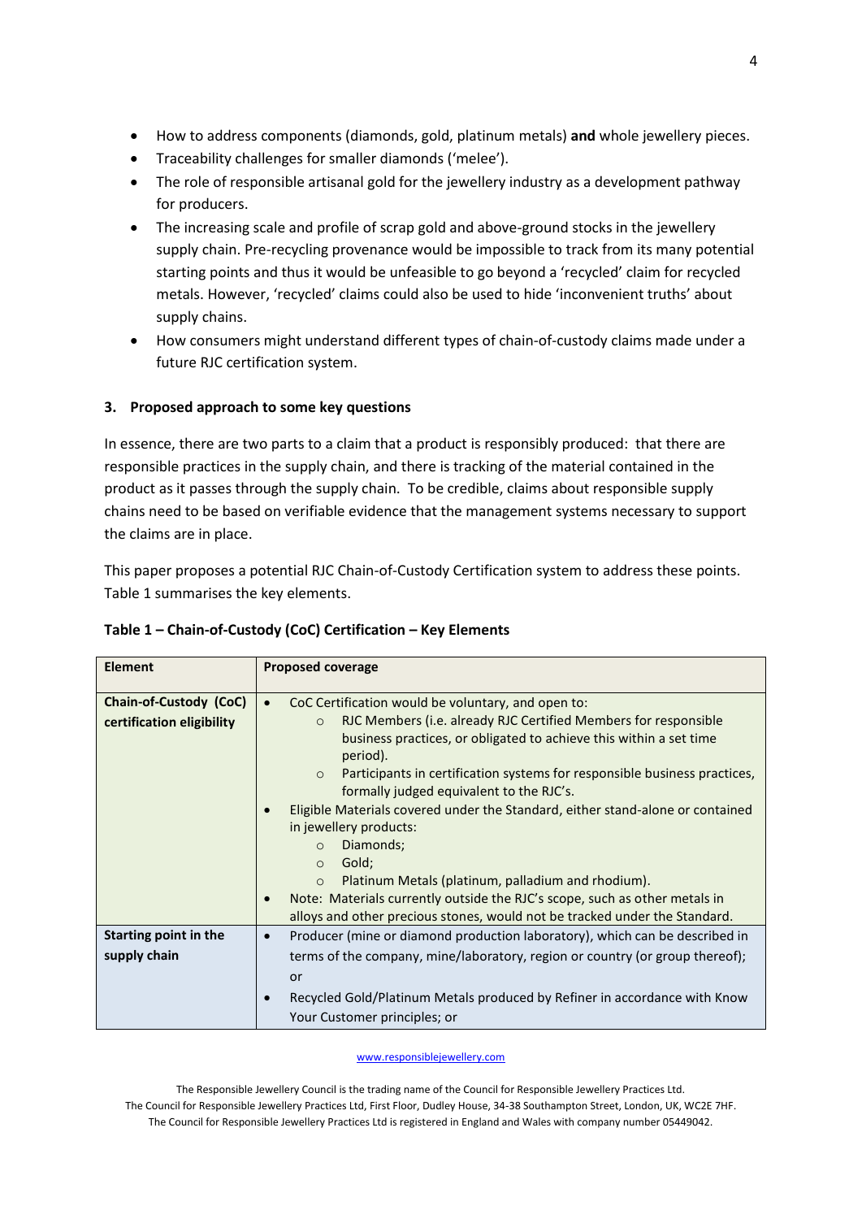- How to address components (diamonds, gold, platinum metals) **and** whole jewellery pieces.
- Traceability challenges for smaller diamonds ('melee').
- The role of responsible artisanal gold for the jewellery industry as a development pathway for producers.
- The increasing scale and profile of scrap gold and above-ground stocks in the jewellery supply chain. Pre-recycling provenance would be impossible to track from its many potential starting points and thus it would be unfeasible to go beyond a 'recycled' claim for recycled metals. However, 'recycled' claims could also be used to hide 'inconvenient truths' about supply chains.
- How consumers might understand different types of chain-of-custody claims made under a future RJC certification system.

## 3. Proposed approach to some key questions

In essence, there are two parts to a claim that a product is responsibly produced: that there are responsible practices in the supply chain, and there is tracking of the material contained in the product as it passes through the supply chain. To be credible, claims about responsible supply chains need to be based on verifiable evidence that the management systems necessary to support the claims are in place.

This paper proposes a potential RJC Chain-of-Custody Certification system to address these points. Table 1 summarises the key elements.

**Table 1 – Chain-of-Custody (CoC) Certification – Key Elements**

| Element | Proposed coverage |
|---|---|
| **Chain-of-Custody (CoC) certification eligibility** | • CoC Certification would be voluntary, and open to:<br>  ○ RJC Members (i.e. already RJC Certified Members for responsible business practices, or obligated to achieve this within a set time period).<br>  ○ Participants in certification systems for responsible business practices, formally judged equivalent to the RJC's.<br>• Eligible Materials covered under the Standard, either stand-alone or contained in jewellery products:<br>  ○ Diamonds;<br>  ○ Gold;<br>  ○ Platinum Metals (platinum, palladium and rhodium).<br>• Note: Materials currently outside the RJC's scope, such as other metals in alloys and other precious stones, would not be tracked under the Standard. |
| **Starting point in the supply chain** | • Producer (mine or diamond production laboratory), which can be described in terms of the company, mine/laboratory, region or country (or group thereof); or<br>• Recycled Gold/Platinum Metals produced by Refiner in accordance with Know Your Customer principles; or |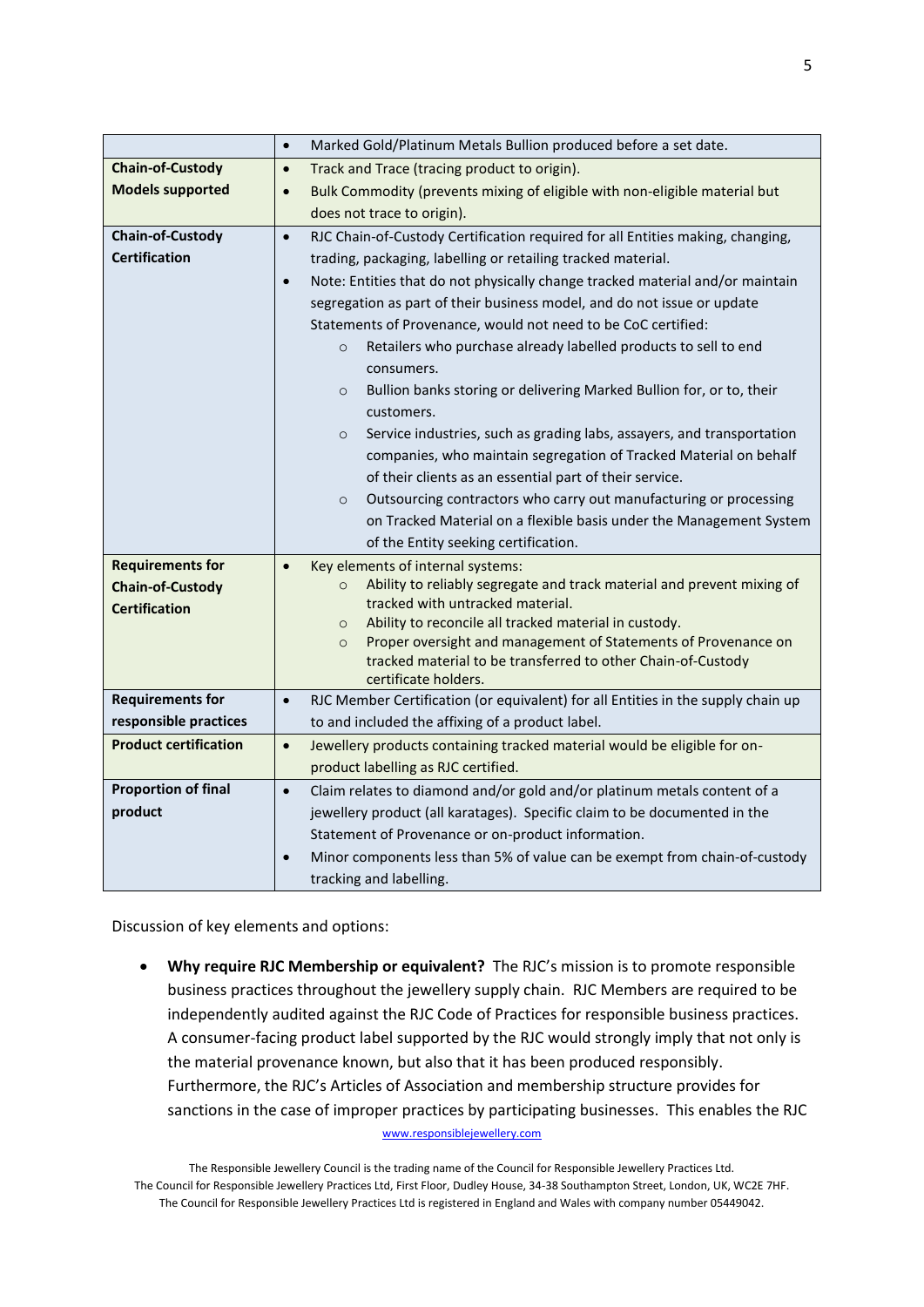| | |
|---|---|
| | • Marked Gold/Platinum Metals Bullion produced before a set date. |
| **Chain-of-Custody Models supported** | • Track and Trace (tracing product to origin).<br>• Bulk Commodity (prevents mixing of eligible with non-eligible material but does not trace to origin). |
| **Chain-of-Custody Certification** | • RJC Chain-of-Custody Certification required for all Entities making, changing, trading, packaging, labelling or retailing tracked material.<br>• Note: Entities that do not physically change tracked material and/or maintain segregation as part of their business model, and do not issue or update Statements of Provenance, would not need to be CoC certified:<br>  ○ Retailers who purchase already labelled products to sell to end consumers.<br>  ○ Bullion banks storing or delivering Marked Bullion for, or to, their customers.<br>  ○ Service industries, such as grading labs, assayers, and transportation companies, who maintain segregation of Tracked Material on behalf of their clients as an essential part of their service.<br>  ○ Outsourcing contractors who carry out manufacturing or processing on Tracked Material on a flexible basis under the Management System of the Entity seeking certification. |
| **Requirements for Chain-of-Custody Certification** | • Key elements of internal systems:<br>  ○ Ability to reliably segregate and track material and prevent mixing of tracked with untracked material.<br>  ○ Ability to reconcile all tracked material in custody.<br>  ○ Proper oversight and management of Statements of Provenance on tracked material to be transferred to other Chain-of-Custody certificate holders. |
| **Requirements for responsible practices** | • RJC Member Certification (or equivalent) for all Entities in the supply chain up to and included the affixing of a product label. |
| **Product certification** | • Jewellery products containing tracked material would be eligible for on-product labelling as RJC certified. |
| **Proportion of final product** | • Claim relates to diamond and/or gold and/or platinum metals content of a jewellery product (all karatages). Specific claim to be documented in the Statement of Provenance or on-product information.<br>• Minor components less than 5% of value can be exempt from chain-of-custody tracking and labelling. |

Discussion of key elements and options:

- **Why require RJC Membership or equivalent?** The RJC's mission is to promote responsible business practices throughout the jewellery supply chain. RJC Members are required to be independently audited against the RJC Code of Practices for responsible business practices. A consumer-facing product label supported by the RJC would strongly imply that not only is the material provenance known, but also that it has been produced responsibly. Furthermore, the RJC's Articles of Association and membership structure provides for sanctions in the case of improper practices by participating businesses. This enables the RJC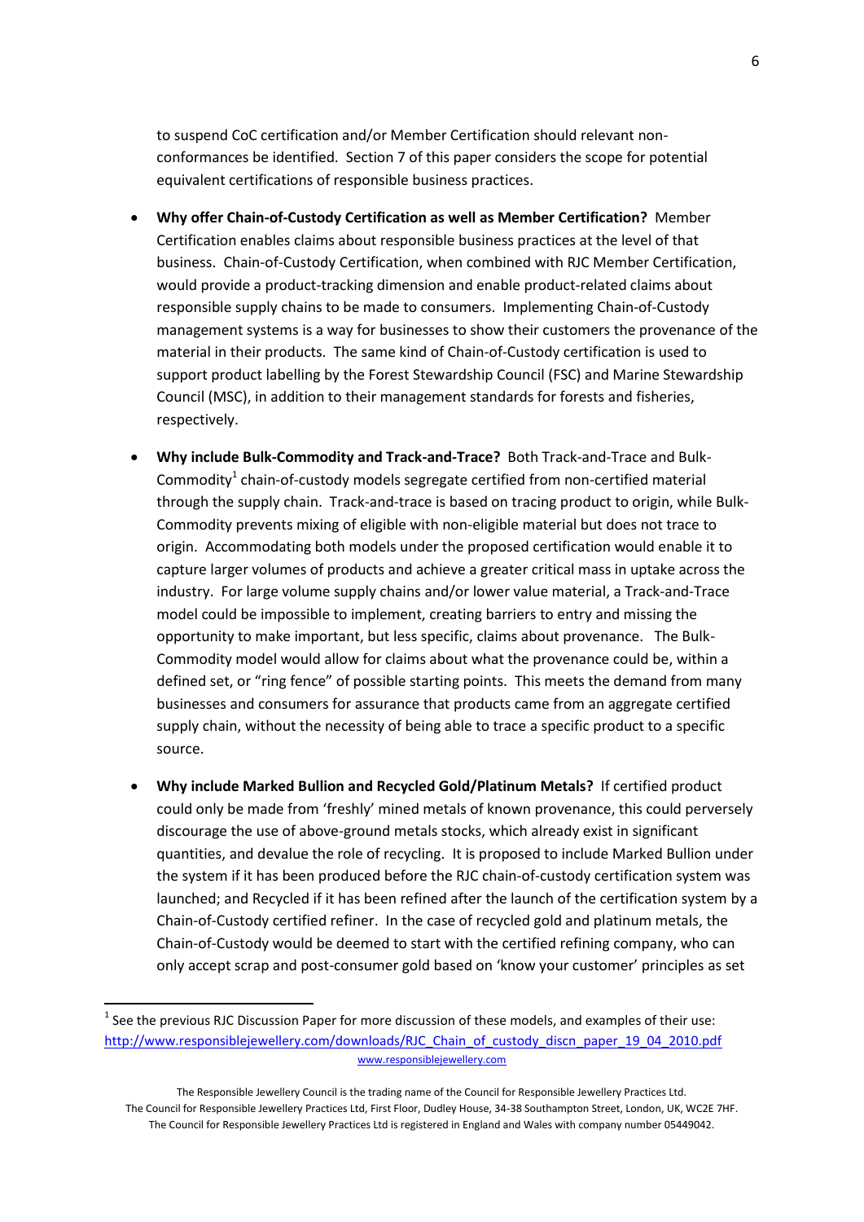to suspend CoC certification and/or Member Certification should relevant non-conformances be identified. Section 7 of this paper considers the scope for potential equivalent certifications of responsible business practices.

- **Why offer Chain-of-Custody Certification as well as Member Certification?** Member Certification enables claims about responsible business practices at the level of that business. Chain-of-Custody Certification, when combined with RJC Member Certification, would provide a product-tracking dimension and enable product-related claims about responsible supply chains to be made to consumers. Implementing Chain-of-Custody management systems is a way for businesses to show their customers the provenance of the material in their products. The same kind of Chain-of-Custody certification is used to support product labelling by the Forest Stewardship Council (FSC) and Marine Stewardship Council (MSC), in addition to their management standards for forests and fisheries, respectively.

- **Why include Bulk-Commodity and Track-and-Trace?** Both Track-and-Trace and Bulk-Commodity[1] chain-of-custody models segregate certified from non-certified material through the supply chain. Track-and-trace is based on tracing product to origin, while Bulk-Commodity prevents mixing of eligible with non-eligible material but does not trace to origin. Accommodating both models under the proposed certification would enable it to capture larger volumes of products and achieve a greater critical mass in uptake across the industry. For large volume supply chains and/or lower value material, a Track-and-Trace model could be impossible to implement, creating barriers to entry and missing the opportunity to make important, but less specific, claims about provenance. The Bulk-Commodity model would allow for claims about what the provenance could be, within a defined set, or "ring fence" of possible starting points. This meets the demand from many businesses and consumers for assurance that products came from an aggregate certified supply chain, without the necessity of being able to trace a specific product to a specific source.

- **Why include Marked Bullion and Recycled Gold/Platinum Metals?** If certified product could only be made from 'freshly' mined metals of known provenance, this could perversely discourage the use of above-ground metals stocks, which already exist in significant quantities, and devalue the role of recycling. It is proposed to include Marked Bullion under the system if it has been produced before the RJC chain-of-custody certification system was launched; and Recycled if it has been refined after the launch of the certification system by a Chain-of-Custody certified refiner. In the case of recycled gold and platinum metals, the Chain-of-Custody would be deemed to start with the certified refining company, who can only accept scrap and post-consumer gold based on 'know your customer' principles as set

[1] See the previous RJC Discussion Paper for more discussion of these models, and examples of their use: http://www.responsiblejewellery.com/downloads/RJC_Chain_of_custody_discn_paper_19_04_2010.pdf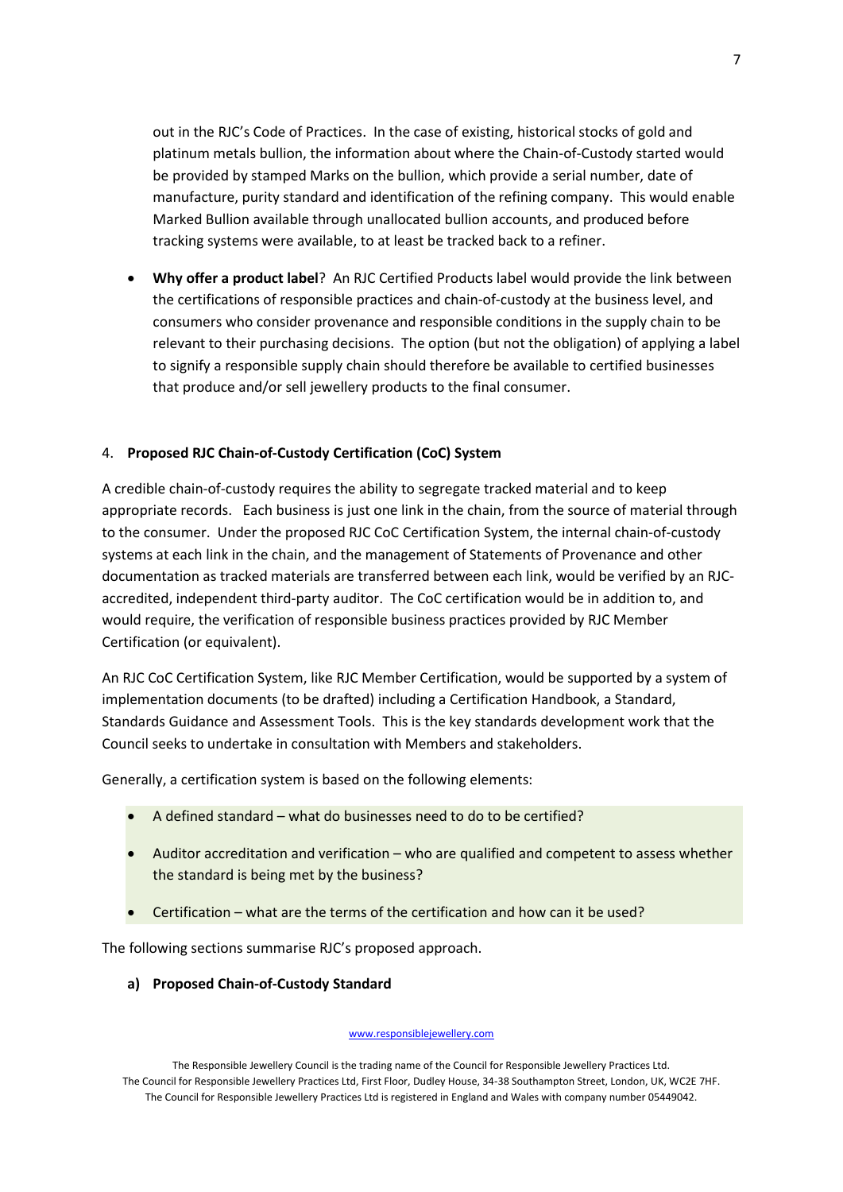out in the RJC's Code of Practices. In the case of existing, historical stocks of gold and platinum metals bullion, the information about where the Chain-of-Custody started would be provided by stamped Marks on the bullion, which provide a serial number, date of manufacture, purity standard and identification of the refining company. This would enable Marked Bullion available through unallocated bullion accounts, and produced before tracking systems were available, to at least be tracked back to a refiner.

- **Why offer a product label**? An RJC Certified Products label would provide the link between the certifications of responsible practices and chain-of-custody at the business level, and consumers who consider provenance and responsible conditions in the supply chain to be relevant to their purchasing decisions. The option (but not the obligation) of applying a label to signify a responsible supply chain should therefore be available to certified businesses that produce and/or sell jewellery products to the final consumer.

## 4. Proposed RJC Chain-of-Custody Certification (CoC) System

A credible chain-of-custody requires the ability to segregate tracked material and to keep appropriate records. Each business is just one link in the chain, from the source of material through to the consumer. Under the proposed RJC CoC Certification System, the internal chain-of-custody systems at each link in the chain, and the management of Statements of Provenance and other documentation as tracked materials are transferred between each link, would be verified by an RJC-accredited, independent third-party auditor. The CoC certification would be in addition to, and would require, the verification of responsible business practices provided by RJC Member Certification (or equivalent).

An RJC CoC Certification System, like RJC Member Certification, would be supported by a system of implementation documents (to be drafted) including a Certification Handbook, a Standard, Standards Guidance and Assessment Tools. This is the key standards development work that the Council seeks to undertake in consultation with Members and stakeholders.

Generally, a certification system is based on the following elements:

- A defined standard – what do businesses need to do to be certified?
- Auditor accreditation and verification – who are qualified and competent to assess whether the standard is being met by the business?
- Certification – what are the terms of the certification and how can it be used?

The following sections summarise RJC's proposed approach.

### a) Proposed Chain-of-Custody Standard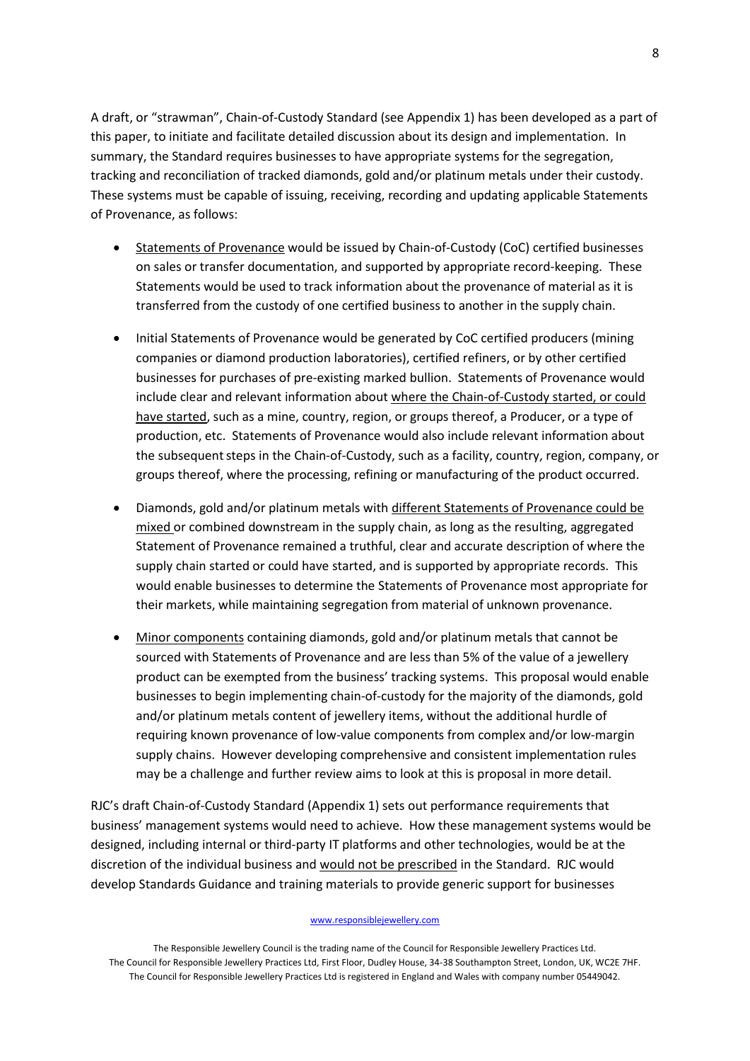A draft, or "strawman", Chain-of-Custody Standard (see Appendix 1) has been developed as a part of this paper, to initiate and facilitate detailed discussion about its design and implementation. In summary, the Standard requires businesses to have appropriate systems for the segregation, tracking and reconciliation of tracked diamonds, gold and/or platinum metals under their custody. These systems must be capable of issuing, receiving, recording and updating applicable Statements of Provenance, as follows:

- Statements of Provenance would be issued by Chain-of-Custody (CoC) certified businesses on sales or transfer documentation, and supported by appropriate record-keeping. These Statements would be used to track information about the provenance of material as it is transferred from the custody of one certified business to another in the supply chain.

- Initial Statements of Provenance would be generated by CoC certified producers (mining companies or diamond production laboratories), certified refiners, or by other certified businesses for purchases of pre-existing marked bullion. Statements of Provenance would include clear and relevant information about where the Chain-of-Custody started, or could have started, such as a mine, country, region, or groups thereof, a Producer, or a type of production, etc. Statements of Provenance would also include relevant information about the subsequent steps in the Chain-of-Custody, such as a facility, country, region, company, or groups thereof, where the processing, refining or manufacturing of the product occurred.

- Diamonds, gold and/or platinum metals with different Statements of Provenance could be mixed or combined downstream in the supply chain, as long as the resulting, aggregated Statement of Provenance remained a truthful, clear and accurate description of where the supply chain started or could have started, and is supported by appropriate records. This would enable businesses to determine the Statements of Provenance most appropriate for their markets, while maintaining segregation from material of unknown provenance.

- Minor components containing diamonds, gold and/or platinum metals that cannot be sourced with Statements of Provenance and are less than 5% of the value of a jewellery product can be exempted from the business' tracking systems. This proposal would enable businesses to begin implementing chain-of-custody for the majority of the diamonds, gold and/or platinum metals content of jewellery items, without the additional hurdle of requiring known provenance of low-value components from complex and/or low-margin supply chains. However developing comprehensive and consistent implementation rules may be a challenge and further review aims to look at this is proposal in more detail.

RJC's draft Chain-of-Custody Standard (Appendix 1) sets out performance requirements that business' management systems would need to achieve. How these management systems would be designed, including internal or third-party IT platforms and other technologies, would be at the discretion of the individual business and would not be prescribed in the Standard. RJC would develop Standards Guidance and training materials to provide generic support for businesses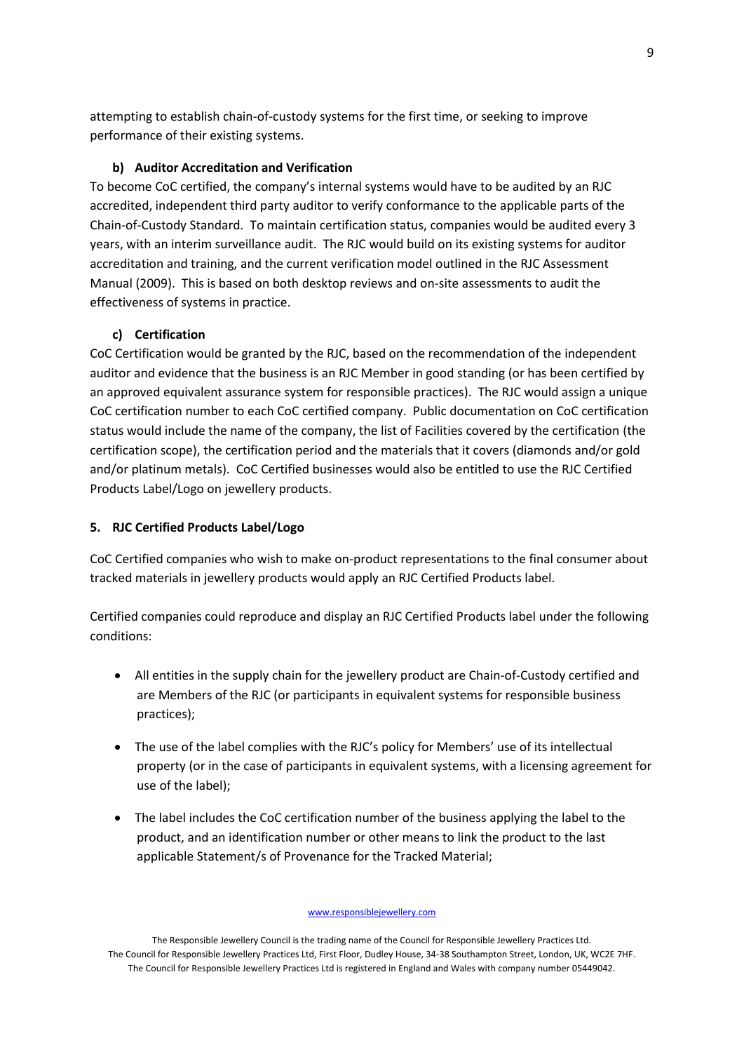attempting to establish chain-of-custody systems for the first time, or seeking to improve performance of their existing systems.

#### b) Auditor Accreditation and Verification

To become CoC certified, the company's internal systems would have to be audited by an RJC accredited, independent third party auditor to verify conformance to the applicable parts of the Chain-of-Custody Standard. To maintain certification status, companies would be audited every 3 years, with an interim surveillance audit. The RJC would build on its existing systems for auditor accreditation and training, and the current verification model outlined in the RJC Assessment Manual (2009). This is based on both desktop reviews and on-site assessments to audit the effectiveness of systems in practice.

#### c) Certification

CoC Certification would be granted by the RJC, based on the recommendation of the independent auditor and evidence that the business is an RJC Member in good standing (or has been certified by an approved equivalent assurance system for responsible practices). The RJC would assign a unique CoC certification number to each CoC certified company. Public documentation on CoC certification status would include the name of the company, the list of Facilities covered by the certification (the certification scope), the certification period and the materials that it covers (diamonds and/or gold and/or platinum metals). CoC Certified businesses would also be entitled to use the RJC Certified Products Label/Logo on jewellery products.

### 5. RJC Certified Products Label/Logo

CoC Certified companies who wish to make on-product representations to the final consumer about tracked materials in jewellery products would apply an RJC Certified Products label.

Certified companies could reproduce and display an RJC Certified Products label under the following conditions:

- All entities in the supply chain for the jewellery product are Chain-of-Custody certified and are Members of the RJC (or participants in equivalent systems for responsible business practices);
- The use of the label complies with the RJC's policy for Members' use of its intellectual property (or in the case of participants in equivalent systems, with a licensing agreement for use of the label);
- The label includes the CoC certification number of the business applying the label to the product, and an identification number or other means to link the product to the last applicable Statement/s of Provenance for the Tracked Material;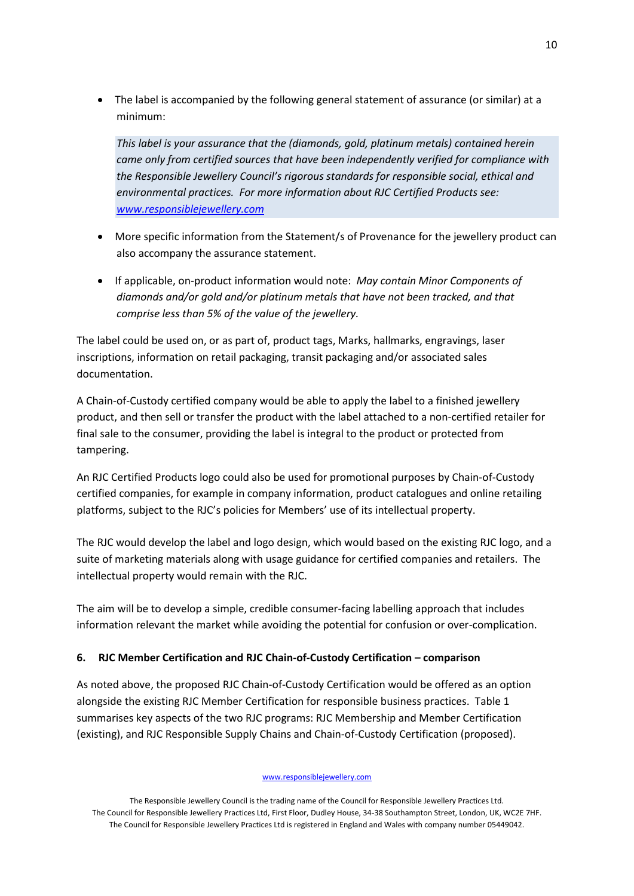- The label is accompanied by the following general statement of assurance (or similar) at a minimum:

  > *This label is your assurance that the (diamonds, gold, platinum metals) contained herein came only from certified sources that have been independently verified for compliance with the Responsible Jewellery Council's rigorous standards for responsible social, ethical and environmental practices. For more information about RJC Certified Products see: [www.responsiblejewellery.com](http://www.responsiblejewellery.com)*

- More specific information from the Statement/s of Provenance for the jewellery product can also accompany the assurance statement.

- If applicable, on-product information would note: *May contain Minor Components of diamonds and/or gold and/or platinum metals that have not been tracked, and that comprise less than 5% of the value of the jewellery.*

The label could be used on, or as part of, product tags, Marks, hallmarks, engravings, laser inscriptions, information on retail packaging, transit packaging and/or associated sales documentation.

A Chain-of-Custody certified company would be able to apply the label to a finished jewellery product, and then sell or transfer the product with the label attached to a non-certified retailer for final sale to the consumer, providing the label is integral to the product or protected from tampering.

An RJC Certified Products logo could also be used for promotional purposes by Chain-of-Custody certified companies, for example in company information, product catalogues and online retailing platforms, subject to the RJC's policies for Members' use of its intellectual property.

The RJC would develop the label and logo design, which would based on the existing RJC logo, and a suite of marketing materials along with usage guidance for certified companies and retailers. The intellectual property would remain with the RJC.

The aim will be to develop a simple, credible consumer-facing labelling approach that includes information relevant the market while avoiding the potential for confusion or over-complication.

## 6. RJC Member Certification and RJC Chain-of-Custody Certification – comparison

As noted above, the proposed RJC Chain-of-Custody Certification would be offered as an option alongside the existing RJC Member Certification for responsible business practices. Table 1 summarises key aspects of the two RJC programs: RJC Membership and Member Certification (existing), and RJC Responsible Supply Chains and Chain-of-Custody Certification (proposed).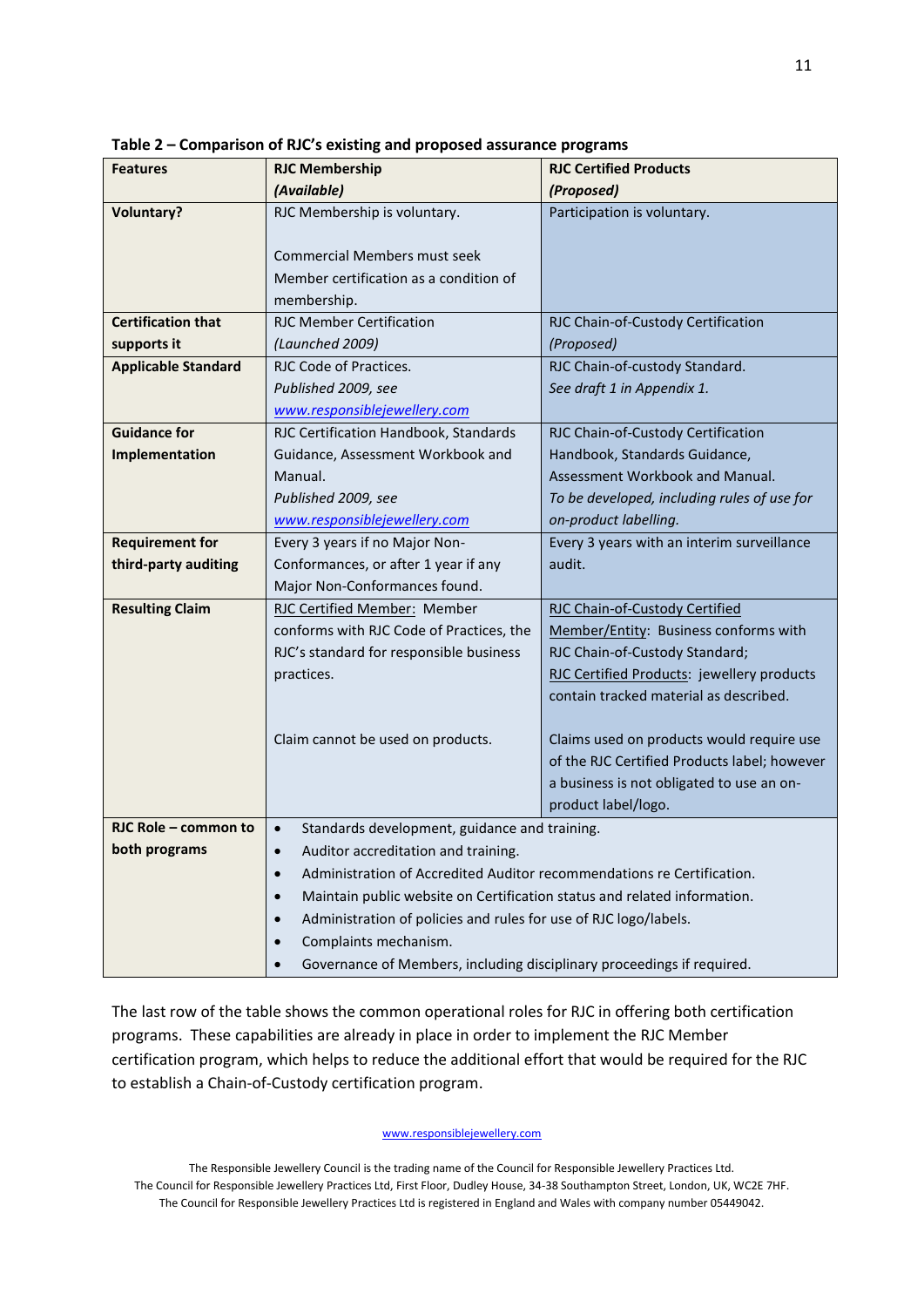**Table 2 – Comparison of RJC's existing and proposed assurance programs**

| Features | RJC Membership *(Available)* | RJC Certified Products *(Proposed)* |
|---|---|---|
| **Voluntary?** | RJC Membership is voluntary.<br><br>Commercial Members must seek Member certification as a condition of membership. | Participation is voluntary. |
| **Certification that supports it** | RJC Member Certification *(Launched 2009)* | RJC Chain-of-Custody Certification *(Proposed)* |
| **Applicable Standard** | RJC Code of Practices. *Published 2009, see [www.responsiblejewellery.com](http://www.responsiblejewellery.com)* | RJC Chain-of-custody Standard. *See draft 1 in Appendix 1.* |
| **Guidance for Implementation** | RJC Certification Handbook, Standards Guidance, Assessment Workbook and Manual. *Published 2009, see [www.responsiblejewellery.com](http://www.responsiblejewellery.com)* | RJC Chain-of-Custody Certification Handbook, Standards Guidance, Assessment Workbook and Manual. *To be developed, including rules of use for on-product labelling.* |
| **Requirement for third-party auditing** | Every 3 years if no Major Non-Conformances, or after 1 year if any Major Non-Conformances found. | Every 3 years with an interim surveillance audit. |
| **Resulting Claim** | RJC Certified Member: Member conforms with RJC Code of Practices, the RJC's standard for responsible business practices.<br><br>Claim cannot be used on products. | RJC Chain-of-Custody Certified Member/Entity: Business conforms with RJC Chain-of-Custody Standard; RJC Certified Products: jewellery products contain tracked material as described.<br><br>Claims used on products would require use of the RJC Certified Products label; however a business is not obligated to use an on-product label/logo. |
| **RJC Role – common to both programs** | • Standards development, guidance and training.<br>• Auditor accreditation and training.<br>• Administration of Accredited Auditor recommendations re Certification.<br>• Maintain public website on Certification status and related information.<br>• Administration of policies and rules for use of RJC logo/labels.<br>• Complaints mechanism.<br>• Governance of Members, including disciplinary proceedings if required. | |

The last row of the table shows the common operational roles for RJC in offering both certification programs. These capabilities are already in place in order to implement the RJC Member certification program, which helps to reduce the additional effort that would be required for the RJC to establish a Chain-of-Custody certification program.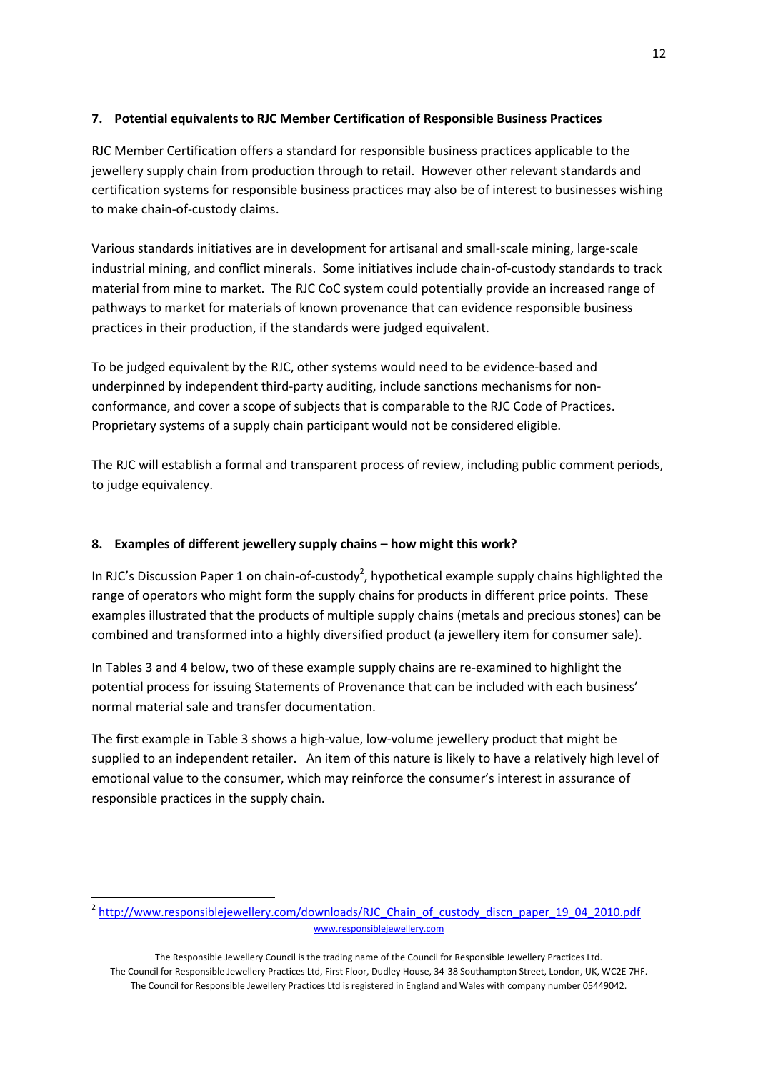## 7. Potential equivalents to RJC Member Certification of Responsible Business Practices

RJC Member Certification offers a standard for responsible business practices applicable to the jewellery supply chain from production through to retail. However other relevant standards and certification systems for responsible business practices may also be of interest to businesses wishing to make chain-of-custody claims.

Various standards initiatives are in development for artisanal and small-scale mining, large-scale industrial mining, and conflict minerals. Some initiatives include chain-of-custody standards to track material from mine to market. The RJC CoC system could potentially provide an increased range of pathways to market for materials of known provenance that can evidence responsible business practices in their production, if the standards were judged equivalent.

To be judged equivalent by the RJC, other systems would need to be evidence-based and underpinned by independent third-party auditing, include sanctions mechanisms for non-conformance, and cover a scope of subjects that is comparable to the RJC Code of Practices. Proprietary systems of a supply chain participant would not be considered eligible.

The RJC will establish a formal and transparent process of review, including public comment periods, to judge equivalency.

## 8. Examples of different jewellery supply chains – how might this work?

In RJC's Discussion Paper 1 on chain-of-custody[2], hypothetical example supply chains highlighted the range of operators who might form the supply chains for products in different price points. These examples illustrated that the products of multiple supply chains (metals and precious stones) can be combined and transformed into a highly diversified product (a jewellery item for consumer sale).

In Tables 3 and 4 below, two of these example supply chains are re-examined to highlight the potential process for issuing Statements of Provenance that can be included with each business' normal material sale and transfer documentation.

The first example in Table 3 shows a high-value, low-volume jewellery product that might be supplied to an independent retailer. An item of this nature is likely to have a relatively high level of emotional value to the consumer, which may reinforce the consumer's interest in assurance of responsible practices in the supply chain.

---

[2] http://www.responsiblejewellery.com/downloads/RJC_Chain_of_custody_discn_paper_19_04_2010.pdf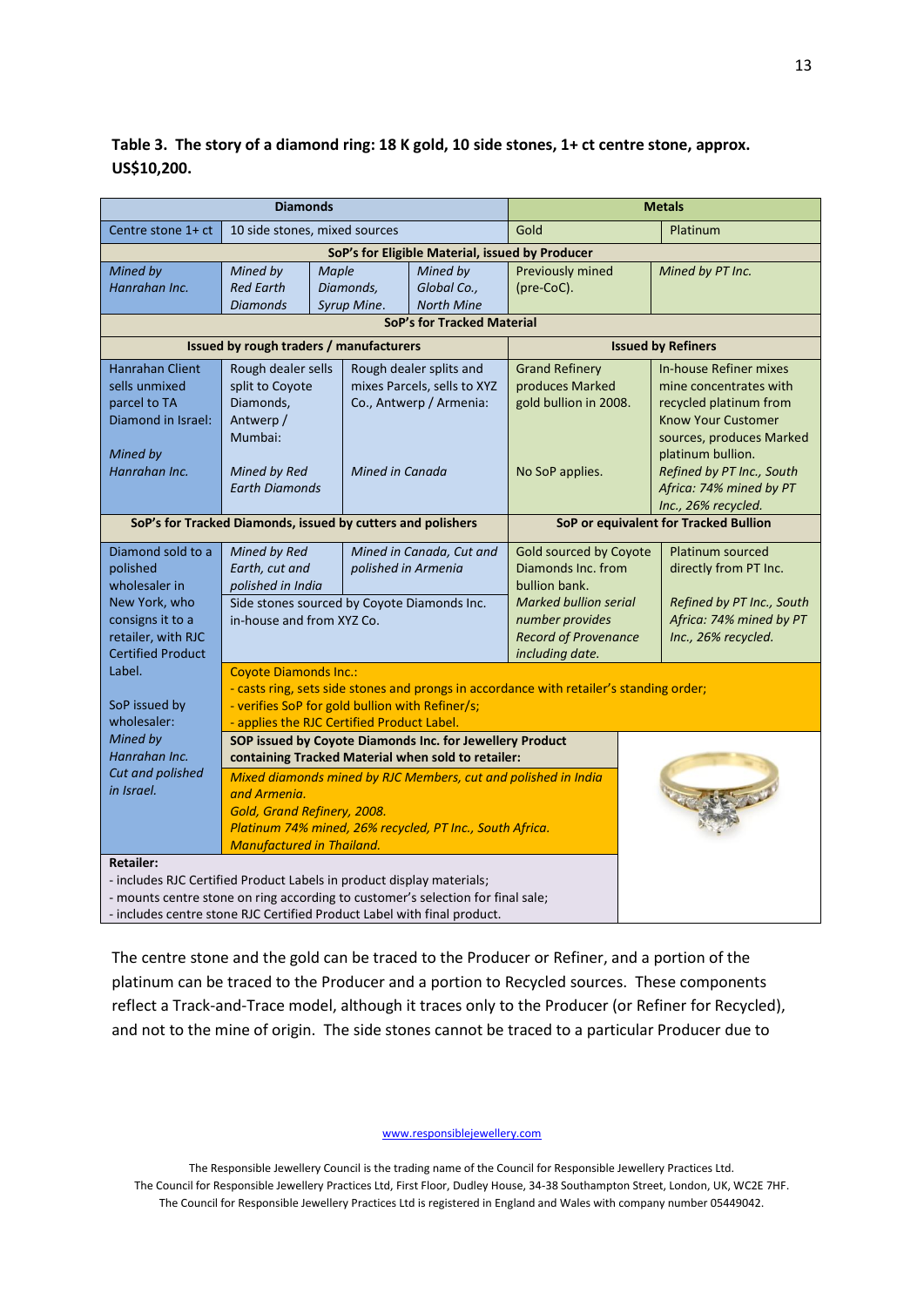**Table 3. The story of a diamond ring: 18 K gold, 10 side stones, 1+ ct centre stone, approx. US$10,200.**

| Diamonds | | | | Metals | |
|---|---|---|---|---|---|
| Centre stone 1+ ct | 10 side stones, mixed sources | | | Gold | Platinum |
| **SoP's for Eligible Material, issued by Producer** | | | | | |
| *Mined by Hanrahan Inc.* | *Mined by Red Earth Diamonds* | *Maple Diamonds, Syrup Mine.* | *Mined by Global Co., North Mine* | Previously mined (pre-CoC). | *Mined by PT Inc.* |
| **SoP's for Tracked Material** | | | | | |
| **Issued by rough traders / manufacturers** | | | | **Issued by Refiners** | |
| Hanrahan Client sells unmixed parcel to TA Diamond in Israel: *Mined by Hanrahan Inc.* | Rough dealer sells split to Coyote Diamonds, Antwerp / Mumbai: *Mined by Red Earth Diamonds* | Rough dealer splits and mixes Parcels, sells to XYZ Co., Antwerp / Armenia: *Mined in Canada* | | Grand Refinery produces Marked gold bullion in 2008. No SoP applies. | In-house Refiner mixes mine concentrates with recycled platinum from Know Your Customer sources, produces Marked platinum bullion. *Refined by PT Inc., South Africa: 74% mined by PT Inc., 26% recycled.* |
| **SoP's for Tracked Diamonds, issued by cutters and polishers** | | | | **SoP or equivalent for Tracked Bullion** | |
| Diamond sold to a polished wholesaler in New York, who consigns it to a retailer, with RJC Certified Product Label. SoP issued by wholesaler: *Mined by Hanrahan Inc. Cut and polished in Israel.* | *Mined by Red Earth, cut and polished in India* — Side stones sourced by Coyote Diamonds Inc. in-house and from XYZ Co. | *Mined in Canada, Cut and polished in Armenia* | | Gold sourced by Coyote Diamonds Inc. from bullion bank. *Marked bullion serial number provides Record of Provenance including date.* | Platinum sourced directly from PT Inc. *Refined by PT Inc., South Africa: 74% mined by PT Inc., 26% recycled.* |
| | Coyote Diamonds Inc.: - casts ring, sets side stones and prongs in accordance with retailer's standing order; - verifies SoP for gold bullion with Refiner/s; - applies the RJC Certified Product Label. | | | | |
| | **SOP issued by Coyote Diamonds Inc. for Jewellery Product containing Tracked Material when sold to retailer:** *Mixed diamonds mined by RJC Members, cut and polished in India and Armenia. Gold, Grand Refinery, 2008. Platinum 74% mined, 26% recycled, PT Inc., South Africa. Manufactured in Thailand.* | | | | |
| **Retailer:** - includes RJC Certified Product Labels in product display materials; - mounts centre stone on ring according to customer's selection for final sale; - includes centre stone RJC Certified Product Label with final product. | | | | | |

The centre stone and the gold can be traced to the Producer or Refiner, and a portion of the platinum can be traced to the Producer and a portion to Recycled sources. These components reflect a Track-and-Trace model, although it traces only to the Producer (or Refiner for Recycled), and not to the mine of origin. The side stones cannot be traced to a particular Producer due to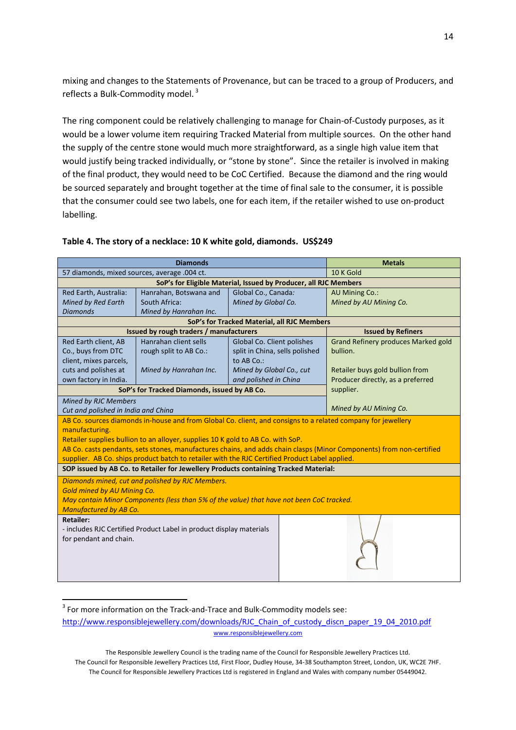mixing and changes to the Statements of Provenance, but can be traced to a group of Producers, and reflects a Bulk-Commodity model. [3]

The ring component could be relatively challenging to manage for Chain-of-Custody purposes, as it would be a lower volume item requiring Tracked Material from multiple sources. On the other hand the supply of the centre stone would much more straightforward, as a single high value item that would justify being tracked individually, or "stone by stone". Since the retailer is involved in making of the final product, they would need to be CoC Certified. Because the diamond and the ring would be sourced separately and brought together at the time of final sale to the consumer, it is possible that the consumer could see two labels, one for each item, if the retailer wished to use on-product labelling.

**Table 4. The story of a necklace: 10 K white gold, diamonds. US$249**

| **Diamonds** | | | **Metals** |
|---|---|---|---|
| 57 diamonds, mixed sources, average .004 ct. | | | 10 K Gold |
| **SoP's for Eligible Material, Issued by Producer, all RJC Members** | | | |
| Red Earth, Australia: *Mined by Red Earth Diamonds* | Hanrahan, Botswana and South Africa: *Mined by Hanrahan Inc.* | Global Co., Canada: *Mined by Global Co.* | AU Mining Co.: *Mined by AU Mining Co.* |
| **SoP's for Tracked Material, all RJC Members** | | | |
| **Issued by rough traders / manufacturers** | | | **Issued by Refiners** |
| Red Earth client, AB Co., buys from DTC client, mixes parcels, cuts and polishes at own factory in India. | Hanrahan client sells rough split to AB Co.: *Mined by Hanrahan Inc.* | Global Co. Client polishes split in China, sells polished to AB Co.: *Mined by Global Co., cut and polished in China* | Grand Refinery produces Marked gold bullion. Retailer buys gold bullion from Producer directly, as a preferred supplier. *Mined by AU Mining Co.* |
| **SoP's for Tracked Diamonds, issued by AB Co.** | | | |
| *Mined by RJC Members Cut and polished in India and China* | | | |
| AB Co. sources diamonds in-house and from Global Co. client, and consigns to a related company for jewellery manufacturing. Retailer supplies bullion to an alloyer, supplies 10 K gold to AB Co. with SoP. AB Co. casts pendants, sets stones, manufactures chains, and adds chain clasps (Minor Components) from non-certified supplier. AB Co. ships product batch to retailer with the RJC Certified Product Label applied. | | | |
| **SOP issued by AB Co. to Retailer for Jewellery Products containing Tracked Material:** | | | |
| *Diamonds mined, cut and polished by RJC Members. Gold mined by AU Mining Co. May contain Minor Components (less than 5% of the value) that have not been CoC tracked. Manufactured by AB Co.* | | | |
| **Retailer:** - includes RJC Certified Product Label in product display materials for pendant and chain. | | | |

[3] For more information on the Track-and-Trace and Bulk-Commodity models see: http://www.responsiblejewellery.com/downloads/RJC_Chain_of_custody_discn_paper_19_04_2010.pdf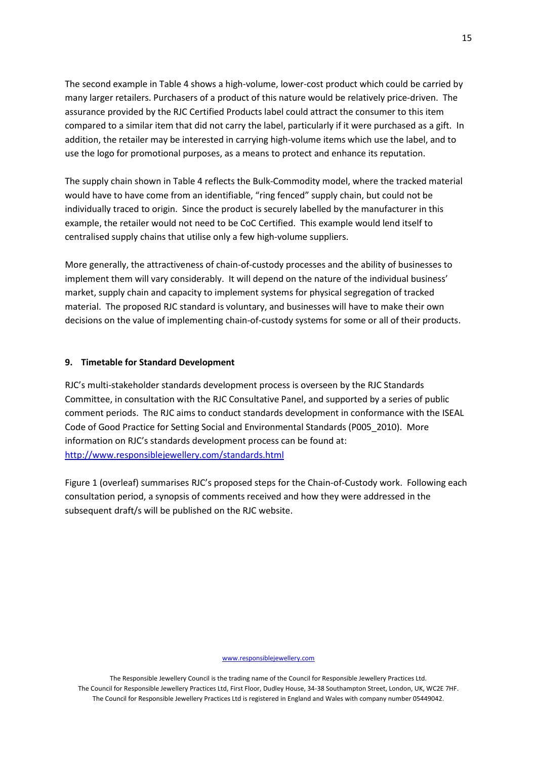The second example in Table 4 shows a high-volume, lower-cost product which could be carried by many larger retailers. Purchasers of a product of this nature would be relatively price-driven. The assurance provided by the RJC Certified Products label could attract the consumer to this item compared to a similar item that did not carry the label, particularly if it were purchased as a gift. In addition, the retailer may be interested in carrying high-volume items which use the label, and to use the logo for promotional purposes, as a means to protect and enhance its reputation.

The supply chain shown in Table 4 reflects the Bulk-Commodity model, where the tracked material would have to have come from an identifiable, "ring fenced" supply chain, but could not be individually traced to origin. Since the product is securely labelled by the manufacturer in this example, the retailer would not need to be CoC Certified. This example would lend itself to centralised supply chains that utilise only a few high-volume suppliers.

More generally, the attractiveness of chain-of-custody processes and the ability of businesses to implement them will vary considerably. It will depend on the nature of the individual business' market, supply chain and capacity to implement systems for physical segregation of tracked material. The proposed RJC standard is voluntary, and businesses will have to make their own decisions on the value of implementing chain-of-custody systems for some or all of their products.

## 9. Timetable for Standard Development

RJC's multi-stakeholder standards development process is overseen by the RJC Standards Committee, in consultation with the RJC Consultative Panel, and supported by a series of public comment periods. The RJC aims to conduct standards development in conformance with the ISEAL Code of Good Practice for Setting Social and Environmental Standards (P005_2010). More information on RJC's standards development process can be found at: [http://www.responsiblejewellery.com/standards.html](http://www.responsiblejewellery.com/standards.html)

Figure 1 (overleaf) summarises RJC's proposed steps for the Chain-of-Custody work. Following each consultation period, a synopsis of comments received and how they were addressed in the subsequent draft/s will be published on the RJC website.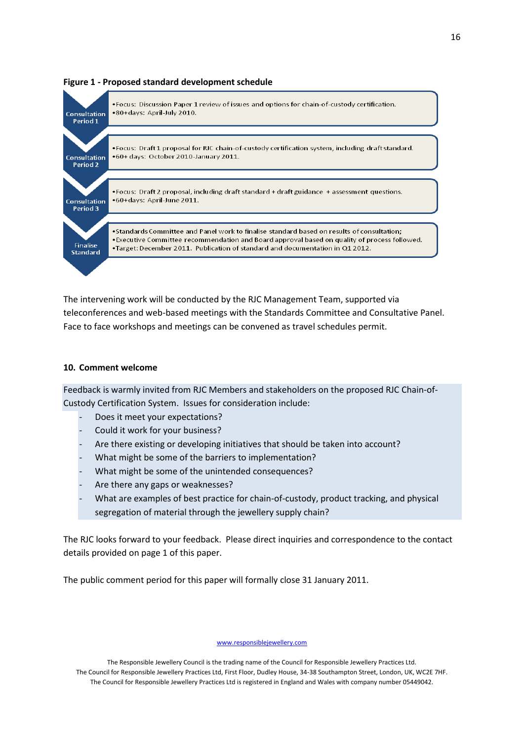**Figure 1 - Proposed standard development schedule**

| | |
|---|---|
| Consultation Period 1 | •Focus: Discussion Paper 1 review of issues and options for chain-of-custody certification.<br>•80+days: April-July 2010. |
| Consultation Period 2 | •Focus: Draft 1 proposal for RJC chain-of-custody certification system, including draft standard.<br>•60+ days: October 2010-January 2011. |
| Consultation Period 3 | •Focus: Draft 2 proposal, including draft standard + draft guidance + assessment questions.<br>•60+days: April-June 2011. |
| Finalise Standard | •Standards Committee and Panel work to finalise standard based on results of consultation;<br>•Executive Committee recommendation and Board approval based on quality of process followed.<br>•Target: December 2011. Publication of standard and documentation in Q1 2012. |

The intervening work will be conducted by the RJC Management Team, supported via teleconferences and web-based meetings with the Standards Committee and Consultative Panel. Face to face workshops and meetings can be convened as travel schedules permit.

## 10. Comment welcome

Feedback is warmly invited from RJC Members and stakeholders on the proposed RJC Chain-of-Custody Certification System. Issues for consideration include:

- Does it meet your expectations?
- Could it work for your business?
- Are there existing or developing initiatives that should be taken into account?
- What might be some of the barriers to implementation?
- What might be some of the unintended consequences?
- Are there any gaps or weaknesses?
- What are examples of best practice for chain-of-custody, product tracking, and physical segregation of material through the jewellery supply chain?

The RJC looks forward to your feedback. Please direct inquiries and correspondence to the contact details provided on page 1 of this paper.

The public comment period for this paper will formally close 31 January 2011.

www.responsiblejewellery.com

The Responsible Jewellery Council is the trading name of the Council for Responsible Jewellery Practices Ltd.
The Council for Responsible Jewellery Practices Ltd, First Floor, Dudley House, 34-38 Southampton Street, London, UK, WC2E 7HF.
The Council for Responsible Jewellery Practices Ltd is registered in England and Wales with company number 05449042.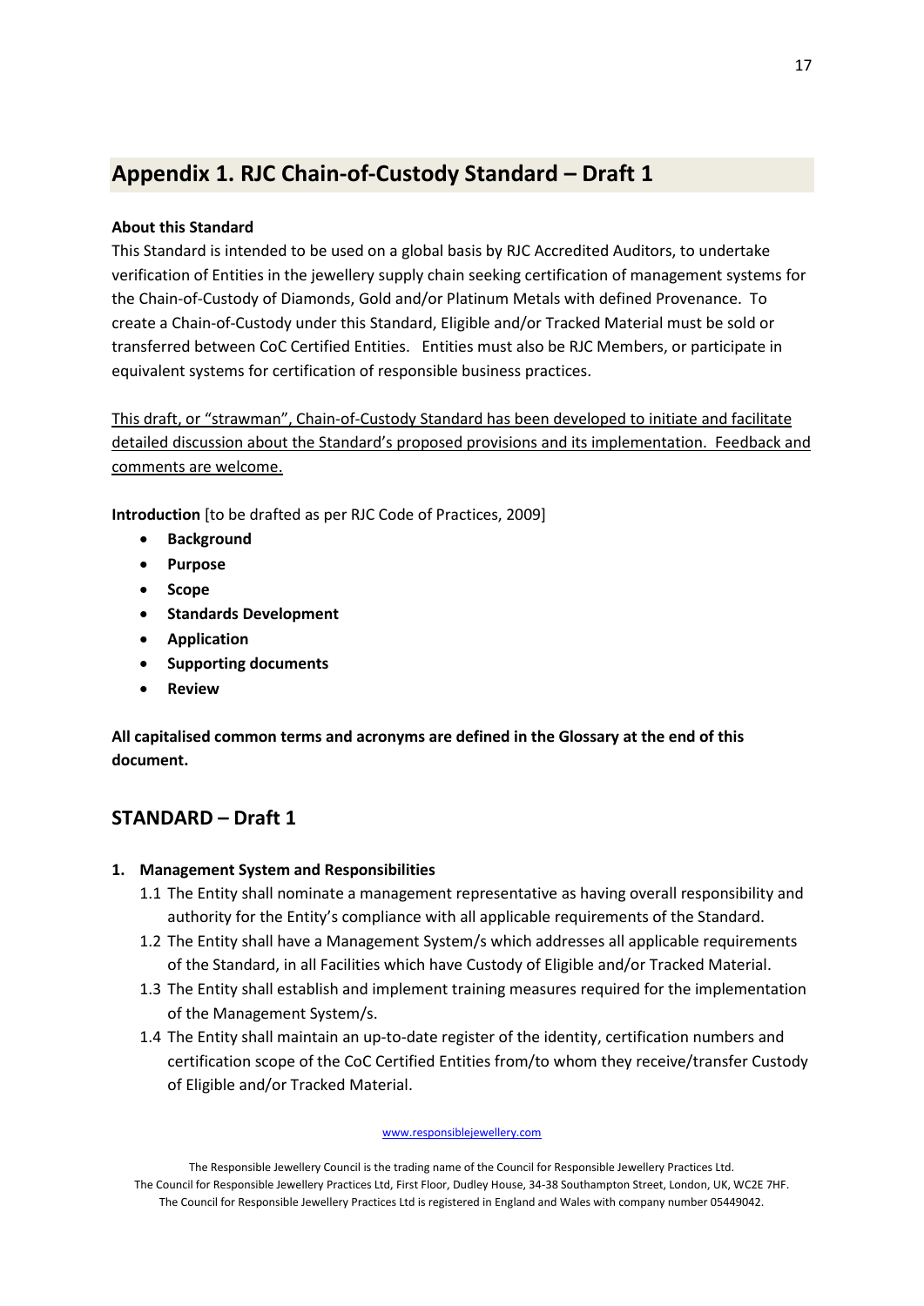## Appendix 1. RJC Chain-of-Custody Standard – Draft 1

**About this Standard**

This Standard is intended to be used on a global basis by RJC Accredited Auditors, to undertake verification of Entities in the jewellery supply chain seeking certification of management systems for the Chain-of-Custody of Diamonds, Gold and/or Platinum Metals with defined Provenance. To create a Chain-of-Custody under this Standard, Eligible and/or Tracked Material must be sold or transferred between CoC Certified Entities. Entities must also be RJC Members, or participate in equivalent systems for certification of responsible business practices.

<u>This draft, or "strawman", Chain-of-Custody Standard has been developed to initiate and facilitate detailed discussion about the Standard's proposed provisions and its implementation. Feedback and comments are welcome.</u>

**Introduction** [to be drafted as per RJC Code of Practices, 2009]

- **Background**
- **Purpose**
- **Scope**
- **Standards Development**
- **Application**
- **Supporting documents**
- **Review**

**All capitalised common terms and acronyms are defined in the Glossary at the end of this document.**

## STANDARD – Draft 1

1. **Management System and Responsibilities**
   1.1 The Entity shall nominate a management representative as having overall responsibility and authority for the Entity's compliance with all applicable requirements of the Standard.
   1.2 The Entity shall have a Management System/s which addresses all applicable requirements of the Standard, in all Facilities which have Custody of Eligible and/or Tracked Material.
   1.3 The Entity shall establish and implement training measures required for the implementation of the Management System/s.
   1.4 The Entity shall maintain an up-to-date register of the identity, certification numbers and certification scope of the CoC Certified Entities from/to whom they receive/transfer Custody of Eligible and/or Tracked Material.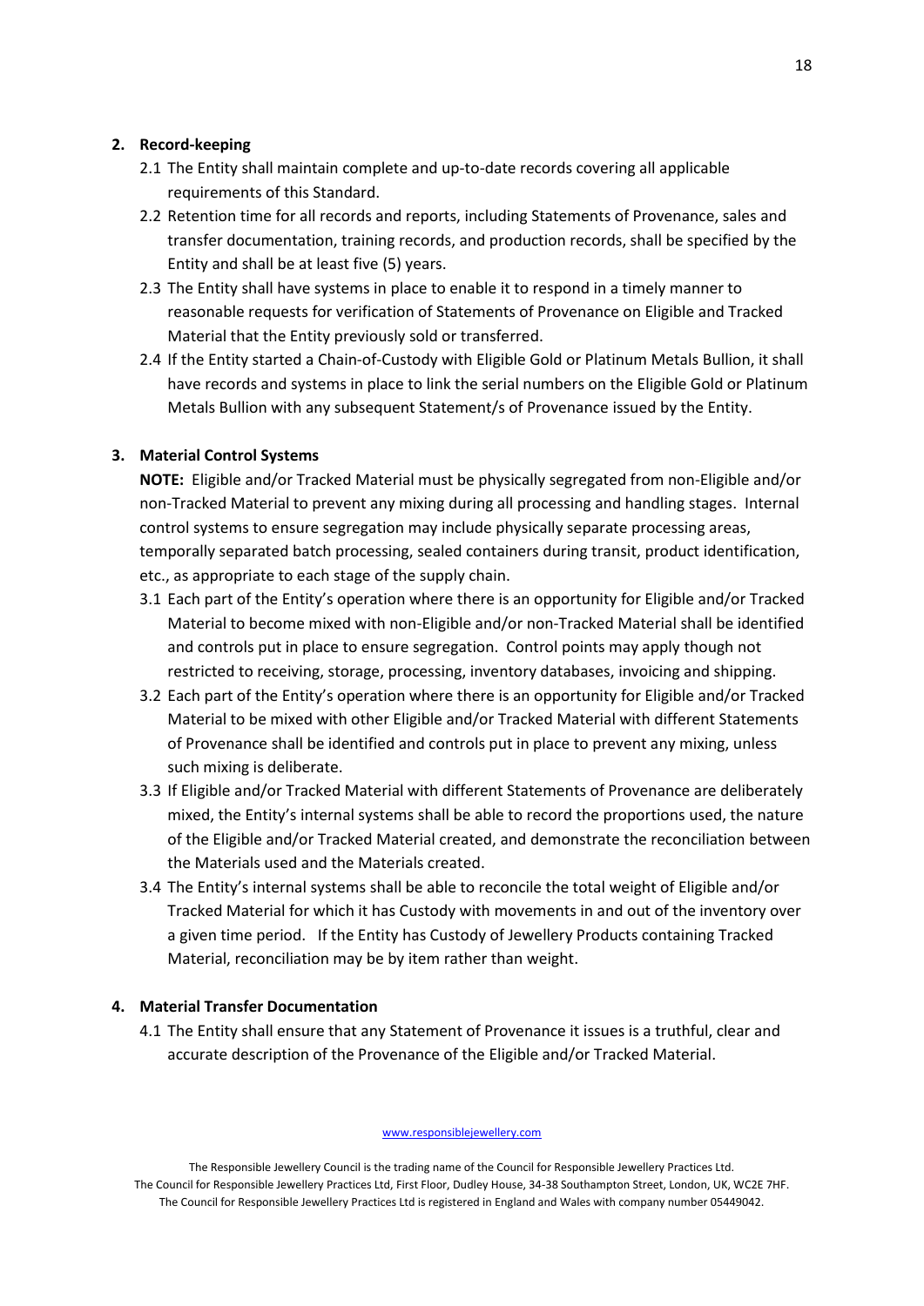## 2. Record-keeping

2.1 The Entity shall maintain complete and up-to-date records covering all applicable requirements of this Standard.

2.2 Retention time for all records and reports, including Statements of Provenance, sales and transfer documentation, training records, and production records, shall be specified by the Entity and shall be at least five (5) years.

2.3 The Entity shall have systems in place to enable it to respond in a timely manner to reasonable requests for verification of Statements of Provenance on Eligible and Tracked Material that the Entity previously sold or transferred.

2.4 If the Entity started a Chain-of-Custody with Eligible Gold or Platinum Metals Bullion, it shall have records and systems in place to link the serial numbers on the Eligible Gold or Platinum Metals Bullion with any subsequent Statement/s of Provenance issued by the Entity.

## 3. Material Control Systems

**NOTE:** Eligible and/or Tracked Material must be physically segregated from non-Eligible and/or non-Tracked Material to prevent any mixing during all processing and handling stages. Internal control systems to ensure segregation may include physically separate processing areas, temporally separated batch processing, sealed containers during transit, product identification, etc., as appropriate to each stage of the supply chain.

3.1 Each part of the Entity's operation where there is an opportunity for Eligible and/or Tracked Material to become mixed with non-Eligible and/or non-Tracked Material shall be identified and controls put in place to ensure segregation. Control points may apply though not restricted to receiving, storage, processing, inventory databases, invoicing and shipping.

3.2 Each part of the Entity's operation where there is an opportunity for Eligible and/or Tracked Material to be mixed with other Eligible and/or Tracked Material with different Statements of Provenance shall be identified and controls put in place to prevent any mixing, unless such mixing is deliberate.

3.3 If Eligible and/or Tracked Material with different Statements of Provenance are deliberately mixed, the Entity's internal systems shall be able to record the proportions used, the nature of the Eligible and/or Tracked Material created, and demonstrate the reconciliation between the Materials used and the Materials created.

3.4 The Entity's internal systems shall be able to reconcile the total weight of Eligible and/or Tracked Material for which it has Custody with movements in and out of the inventory over a given time period. If the Entity has Custody of Jewellery Products containing Tracked Material, reconciliation may be by item rather than weight.

## 4. Material Transfer Documentation

4.1 The Entity shall ensure that any Statement of Provenance it issues is a truthful, clear and accurate description of the Provenance of the Eligible and/or Tracked Material.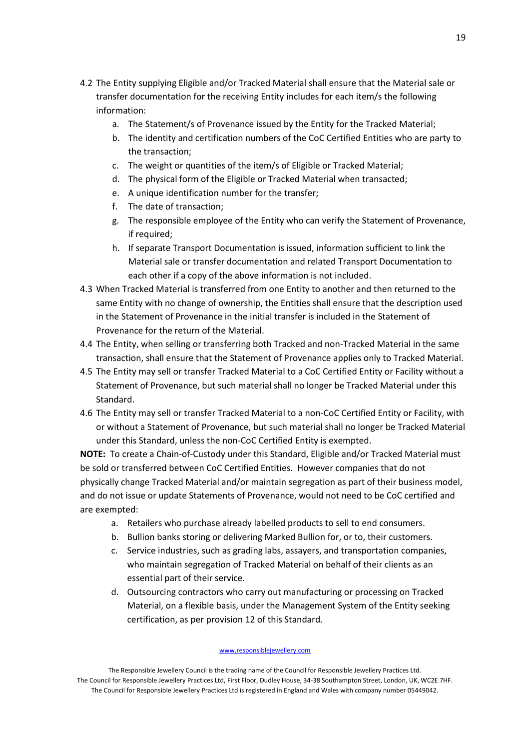4.2 The Entity supplying Eligible and/or Tracked Material shall ensure that the Material sale or transfer documentation for the receiving Entity includes for each item/s the following information:

   a. The Statement/s of Provenance issued by the Entity for the Tracked Material;
   b. The identity and certification numbers of the CoC Certified Entities who are party to the transaction;
   c. The weight or quantities of the item/s of Eligible or Tracked Material;
   d. The physical form of the Eligible or Tracked Material when transacted;
   e. A unique identification number for the transfer;
   f. The date of transaction;
   g. The responsible employee of the Entity who can verify the Statement of Provenance, if required;
   h. If separate Transport Documentation is issued, information sufficient to link the Material sale or transfer documentation and related Transport Documentation to each other if a copy of the above information is not included.

4.3 When Tracked Material is transferred from one Entity to another and then returned to the same Entity with no change of ownership, the Entities shall ensure that the description used in the Statement of Provenance in the initial transfer is included in the Statement of Provenance for the return of the Material.

4.4 The Entity, when selling or transferring both Tracked and non-Tracked Material in the same transaction, shall ensure that the Statement of Provenance applies only to Tracked Material.

4.5 The Entity may sell or transfer Tracked Material to a CoC Certified Entity or Facility without a Statement of Provenance, but such material shall no longer be Tracked Material under this Standard.

4.6 The Entity may sell or transfer Tracked Material to a non-CoC Certified Entity or Facility, with or without a Statement of Provenance, but such material shall no longer be Tracked Material under this Standard, unless the non-CoC Certified Entity is exempted.

**NOTE:** To create a Chain-of-Custody under this Standard, Eligible and/or Tracked Material must be sold or transferred between CoC Certified Entities. However companies that do not physically change Tracked Material and/or maintain segregation as part of their business model, and do not issue or update Statements of Provenance, would not need to be CoC certified and are exempted:

   a. Retailers who purchase already labelled products to sell to end consumers.
   b. Bullion banks storing or delivering Marked Bullion for, or to, their customers.
   c. Service industries, such as grading labs, assayers, and transportation companies, who maintain segregation of Tracked Material on behalf of their clients as an essential part of their service.
   d. Outsourcing contractors who carry out manufacturing or processing on Tracked Material, on a flexible basis, under the Management System of the Entity seeking certification, as per provision 12 of this Standard.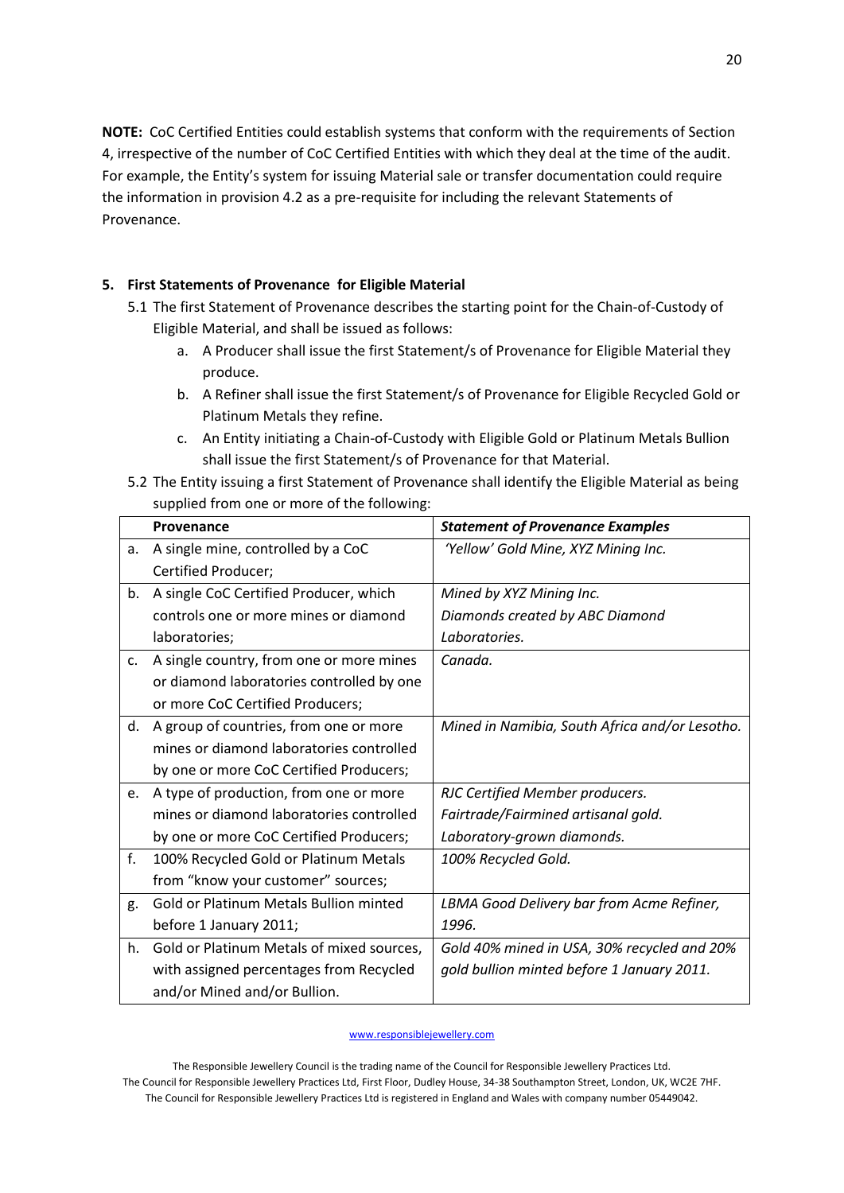**NOTE:** CoC Certified Entities could establish systems that conform with the requirements of Section 4, irrespective of the number of CoC Certified Entities with which they deal at the time of the audit. For example, the Entity's system for issuing Material sale or transfer documentation could require the information in provision 4.2 as a pre-requisite for including the relevant Statements of Provenance.

## 5. First Statements of Provenance for Eligible Material

5.1 The first Statement of Provenance describes the starting point for the Chain-of-Custody of Eligible Material, and shall be issued as follows:

a. A Producer shall issue the first Statement/s of Provenance for Eligible Material they produce.

b. A Refiner shall issue the first Statement/s of Provenance for Eligible Recycled Gold or Platinum Metals they refine.

c. An Entity initiating a Chain-of-Custody with Eligible Gold or Platinum Metals Bullion shall issue the first Statement/s of Provenance for that Material.

5.2 The Entity issuing a first Statement of Provenance shall identify the Eligible Material as being supplied from one or more of the following:

| | **Provenance** | ***Statement of Provenance Examples*** |
|---|---|---|
| a. | A single mine, controlled by a CoC Certified Producer; | *'Yellow' Gold Mine, XYZ Mining Inc.* |
| b. | A single CoC Certified Producer, which controls one or more mines or diamond laboratories; | *Mined by XYZ Mining Inc.*<br>*Diamonds created by ABC Diamond Laboratories.* |
| c. | A single country, from one or more mines or diamond laboratories controlled by one or more CoC Certified Producers; | *Canada.* |
| d. | A group of countries, from one or more mines or diamond laboratories controlled by one or more CoC Certified Producers; | *Mined in Namibia, South Africa and/or Lesotho.* |
| e. | A type of production, from one or more mines or diamond laboratories controlled by one or more CoC Certified Producers; | *RJC Certified Member producers.*<br>*Fairtrade/Fairmined artisanal gold.*<br>*Laboratory-grown diamonds.* |
| f. | 100% Recycled Gold or Platinum Metals from "know your customer" sources; | *100% Recycled Gold.* |
| g. | Gold or Platinum Metals Bullion minted before 1 January 2011; | *LBMA Good Delivery bar from Acme Refiner, 1996.* |
| h. | Gold or Platinum Metals of mixed sources, with assigned percentages from Recycled and/or Mined and/or Bullion. | *Gold 40% mined in USA, 30% recycled and 20% gold bullion minted before 1 January 2011.* |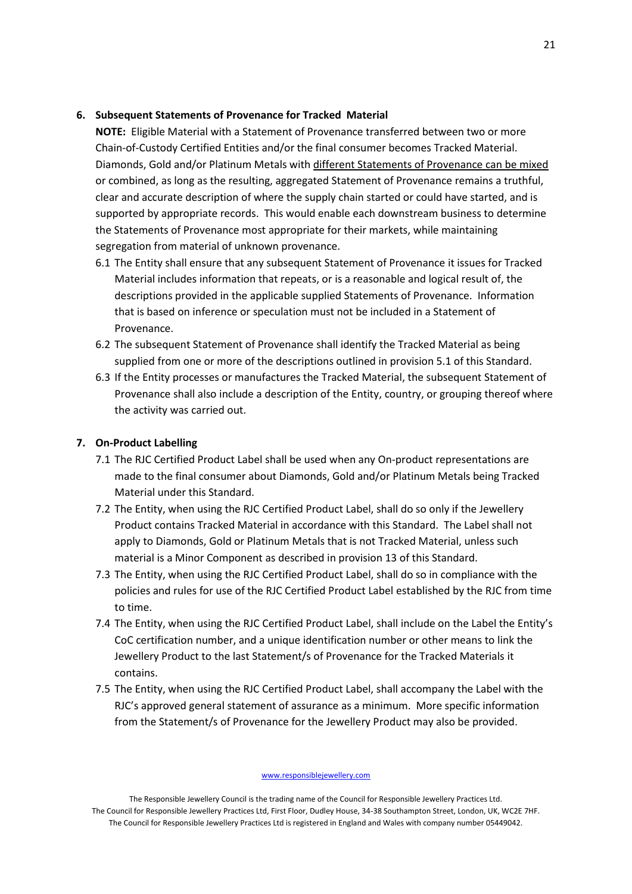## 6. Subsequent Statements of Provenance for Tracked Material

**NOTE:** Eligible Material with a Statement of Provenance transferred between two or more Chain-of-Custody Certified Entities and/or the final consumer becomes Tracked Material. Diamonds, Gold and/or Platinum Metals with <u>different Statements of Provenance can be mixed</u> or combined, as long as the resulting, aggregated Statement of Provenance remains a truthful, clear and accurate description of where the supply chain started or could have started, and is supported by appropriate records. This would enable each downstream business to determine the Statements of Provenance most appropriate for their markets, while maintaining segregation from material of unknown provenance.

6.1 The Entity shall ensure that any subsequent Statement of Provenance it issues for Tracked Material includes information that repeats, or is a reasonable and logical result of, the descriptions provided in the applicable supplied Statements of Provenance. Information that is based on inference or speculation must not be included in a Statement of Provenance.

6.2 The subsequent Statement of Provenance shall identify the Tracked Material as being supplied from one or more of the descriptions outlined in provision 5.1 of this Standard.

6.3 If the Entity processes or manufactures the Tracked Material, the subsequent Statement of Provenance shall also include a description of the Entity, country, or grouping thereof where the activity was carried out.

## 7. On-Product Labelling

7.1 The RJC Certified Product Label shall be used when any On-product representations are made to the final consumer about Diamonds, Gold and/or Platinum Metals being Tracked Material under this Standard.

7.2 The Entity, when using the RJC Certified Product Label, shall do so only if the Jewellery Product contains Tracked Material in accordance with this Standard. The Label shall not apply to Diamonds, Gold or Platinum Metals that is not Tracked Material, unless such material is a Minor Component as described in provision 13 of this Standard.

7.3 The Entity, when using the RJC Certified Product Label, shall do so in compliance with the policies and rules for use of the RJC Certified Product Label established by the RJC from time to time.

7.4 The Entity, when using the RJC Certified Product Label, shall include on the Label the Entity's CoC certification number, and a unique identification number or other means to link the Jewellery Product to the last Statement/s of Provenance for the Tracked Materials it contains.

7.5 The Entity, when using the RJC Certified Product Label, shall accompany the Label with the RJC's approved general statement of assurance as a minimum. More specific information from the Statement/s of Provenance for the Jewellery Product may also be provided.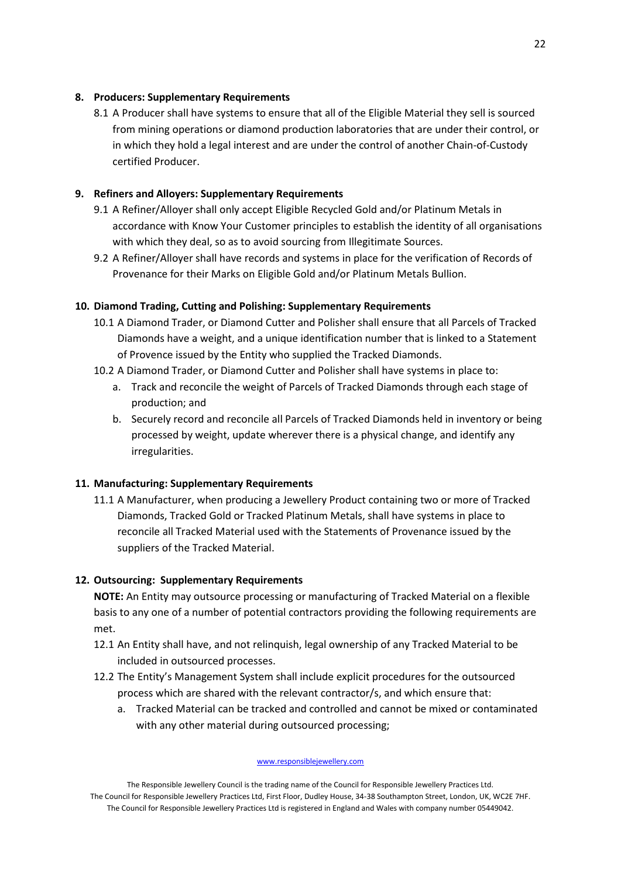## 8. Producers: Supplementary Requirements

8.1 A Producer shall have systems to ensure that all of the Eligible Material they sell is sourced from mining operations or diamond production laboratories that are under their control, or in which they hold a legal interest and are under the control of another Chain-of-Custody certified Producer.

## 9. Refiners and Alloyers: Supplementary Requirements

9.1 A Refiner/Alloyer shall only accept Eligible Recycled Gold and/or Platinum Metals in accordance with Know Your Customer principles to establish the identity of all organisations with which they deal, so as to avoid sourcing from Illegitimate Sources.

9.2 A Refiner/Alloyer shall have records and systems in place for the verification of Records of Provenance for their Marks on Eligible Gold and/or Platinum Metals Bullion.

## 10. Diamond Trading, Cutting and Polishing: Supplementary Requirements

10.1 A Diamond Trader, or Diamond Cutter and Polisher shall ensure that all Parcels of Tracked Diamonds have a weight, and a unique identification number that is linked to a Statement of Provence issued by the Entity who supplied the Tracked Diamonds.

10.2 A Diamond Trader, or Diamond Cutter and Polisher shall have systems in place to:

a. Track and reconcile the weight of Parcels of Tracked Diamonds through each stage of production; and
b. Securely record and reconcile all Parcels of Tracked Diamonds held in inventory or being processed by weight, update wherever there is a physical change, and identify any irregularities.

## 11. Manufacturing: Supplementary Requirements

11.1 A Manufacturer, when producing a Jewellery Product containing two or more of Tracked Diamonds, Tracked Gold or Tracked Platinum Metals, shall have systems in place to reconcile all Tracked Material used with the Statements of Provenance issued by the suppliers of the Tracked Material.

## 12. Outsourcing: Supplementary Requirements

**NOTE:** An Entity may outsource processing or manufacturing of Tracked Material on a flexible basis to any one of a number of potential contractors providing the following requirements are met.

12.1 An Entity shall have, and not relinquish, legal ownership of any Tracked Material to be included in outsourced processes.

12.2 The Entity's Management System shall include explicit procedures for the outsourced process which are shared with the relevant contractor/s, and which ensure that:

a. Tracked Material can be tracked and controlled and cannot be mixed or contaminated with any other material during outsourced processing;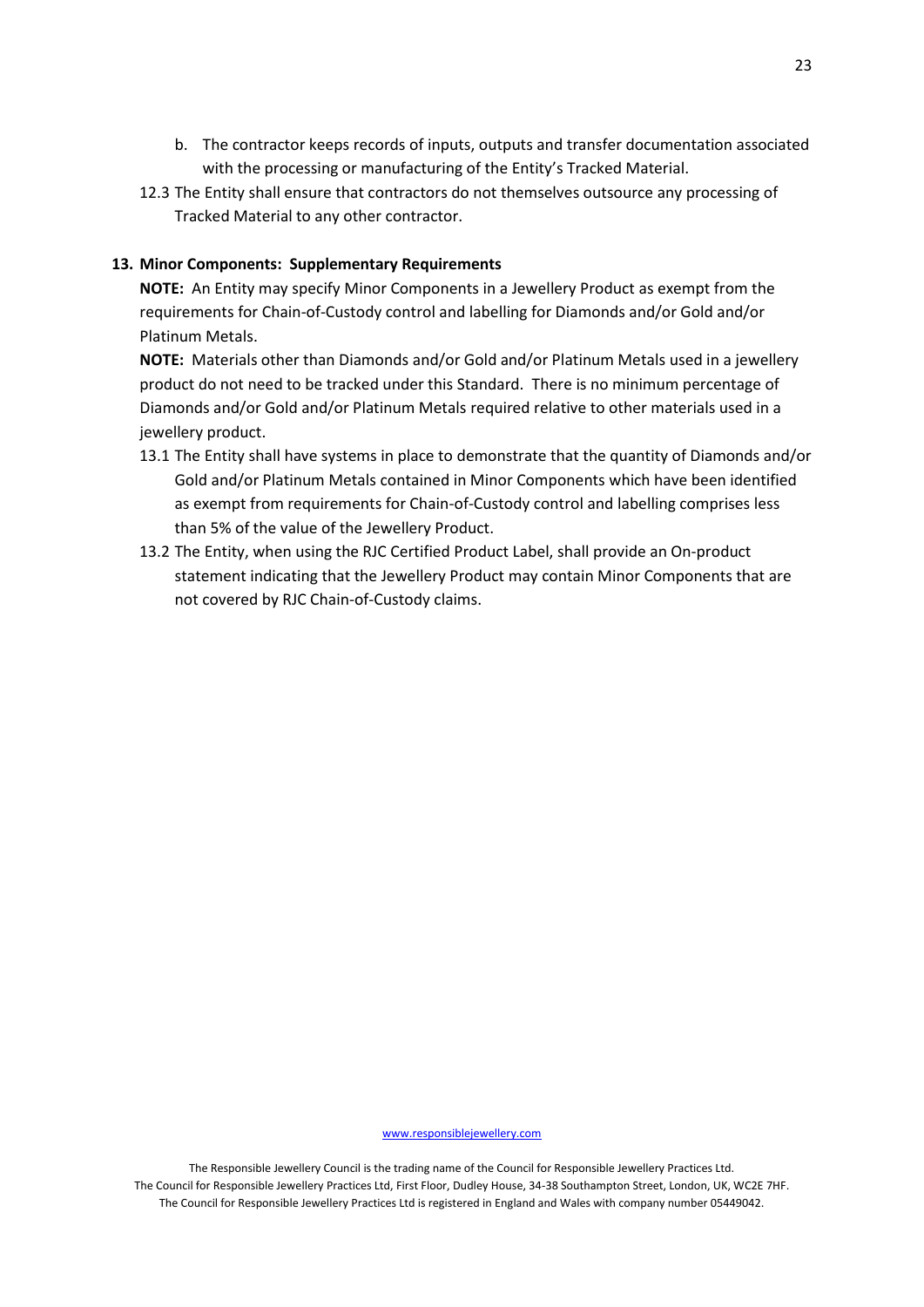b. The contractor keeps records of inputs, outputs and transfer documentation associated with the processing or manufacturing of the Entity's Tracked Material.

12.3 The Entity shall ensure that contractors do not themselves outsource any processing of Tracked Material to any other contractor.

## 13. Minor Components: Supplementary Requirements

**NOTE:** An Entity may specify Minor Components in a Jewellery Product as exempt from the requirements for Chain-of-Custody control and labelling for Diamonds and/or Gold and/or Platinum Metals.

**NOTE:** Materials other than Diamonds and/or Gold and/or Platinum Metals used in a jewellery product do not need to be tracked under this Standard. There is no minimum percentage of Diamonds and/or Gold and/or Platinum Metals required relative to other materials used in a jewellery product.

13.1 The Entity shall have systems in place to demonstrate that the quantity of Diamonds and/or Gold and/or Platinum Metals contained in Minor Components which have been identified as exempt from requirements for Chain-of-Custody control and labelling comprises less than 5% of the value of the Jewellery Product.

13.2 The Entity, when using the RJC Certified Product Label, shall provide an On-product statement indicating that the Jewellery Product may contain Minor Components that are not covered by RJC Chain-of-Custody claims.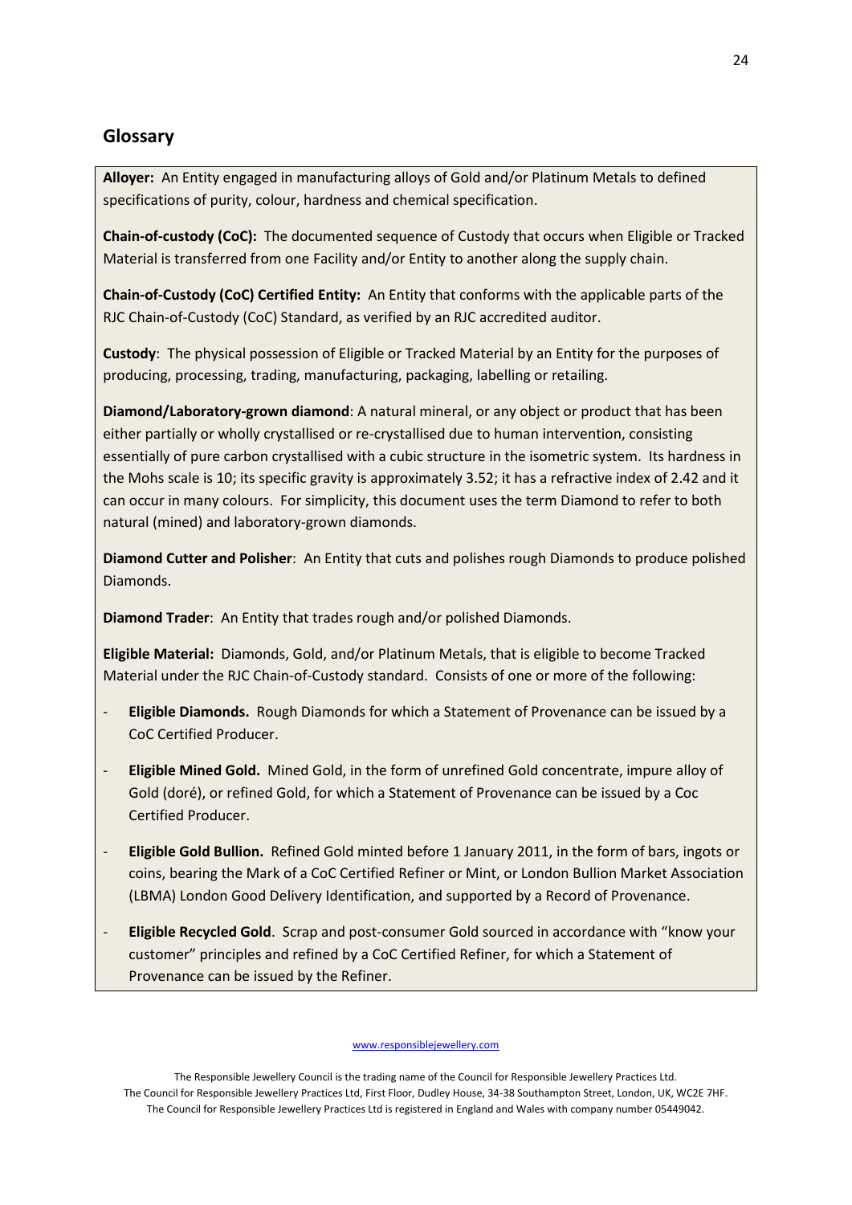## Glossary

**Alloyer:** An Entity engaged in manufacturing alloys of Gold and/or Platinum Metals to defined specifications of purity, colour, hardness and chemical specification.

**Chain-of-custody (CoC):** The documented sequence of Custody that occurs when Eligible or Tracked Material is transferred from one Facility and/or Entity to another along the supply chain.

**Chain-of-Custody (CoC) Certified Entity:** An Entity that conforms with the applicable parts of the RJC Chain-of-Custody (CoC) Standard, as verified by an RJC accredited auditor.

**Custody**: The physical possession of Eligible or Tracked Material by an Entity for the purposes of producing, processing, trading, manufacturing, packaging, labelling or retailing.

**Diamond/Laboratory-grown diamond**: A natural mineral, or any object or product that has been either partially or wholly crystallised or re-crystallised due to human intervention, consisting essentially of pure carbon crystallised with a cubic structure in the isometric system. Its hardness in the Mohs scale is 10; its specific gravity is approximately 3.52; it has a refractive index of 2.42 and it can occur in many colours. For simplicity, this document uses the term Diamond to refer to both natural (mined) and laboratory-grown diamonds.

**Diamond Cutter and Polisher**: An Entity that cuts and polishes rough Diamonds to produce polished Diamonds.

**Diamond Trader**: An Entity that trades rough and/or polished Diamonds.

**Eligible Material:** Diamonds, Gold, and/or Platinum Metals, that is eligible to become Tracked Material under the RJC Chain-of-Custody standard. Consists of one or more of the following:

- **Eligible Diamonds.** Rough Diamonds for which a Statement of Provenance can be issued by a CoC Certified Producer.
- **Eligible Mined Gold.** Mined Gold, in the form of unrefined Gold concentrate, impure alloy of Gold (doré), or refined Gold, for which a Statement of Provenance can be issued by a Coc Certified Producer.
- **Eligible Gold Bullion.** Refined Gold minted before 1 January 2011, in the form of bars, ingots or coins, bearing the Mark of a CoC Certified Refiner or Mint, or London Bullion Market Association (LBMA) London Good Delivery Identification, and supported by a Record of Provenance.
- **Eligible Recycled Gold**. Scrap and post-consumer Gold sourced in accordance with "know your customer" principles and refined by a CoC Certified Refiner, for which a Statement of Provenance can be issued by the Refiner.

www.responsiblejewellery.com

The Responsible Jewellery Council is the trading name of the Council for Responsible Jewellery Practices Ltd.
The Council for Responsible Jewellery Practices Ltd, First Floor, Dudley House, 34-38 Southampton Street, London, UK, WC2E 7HF.
The Council for Responsible Jewellery Practices Ltd is registered in England and Wales with company number 05449042.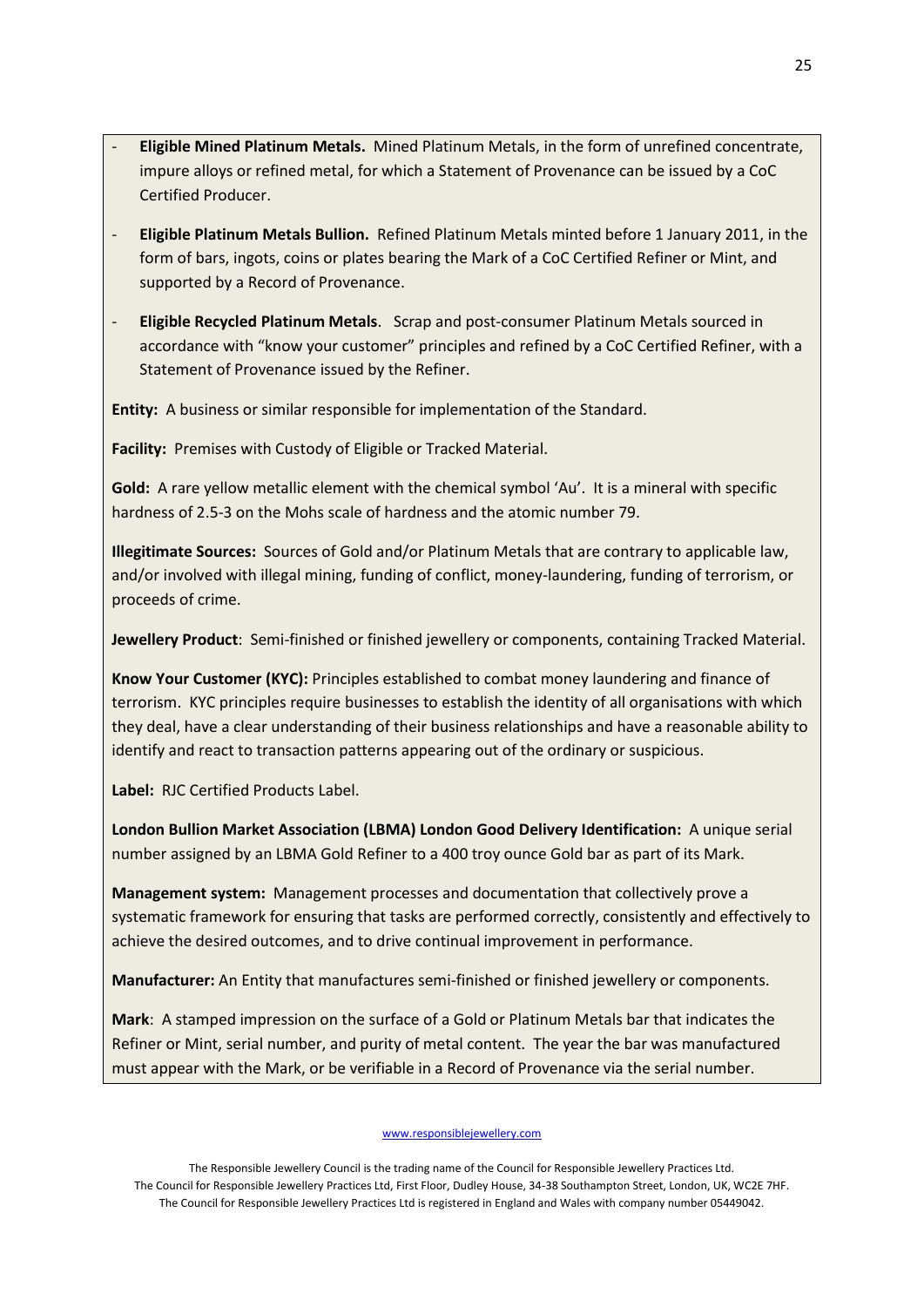- **Eligible Mined Platinum Metals.** Mined Platinum Metals, in the form of unrefined concentrate, impure alloys or refined metal, for which a Statement of Provenance can be issued by a CoC Certified Producer.
- **Eligible Platinum Metals Bullion.** Refined Platinum Metals minted before 1 January 2011, in the form of bars, ingots, coins or plates bearing the Mark of a CoC Certified Refiner or Mint, and supported by a Record of Provenance.
- **Eligible Recycled Platinum Metals**. Scrap and post-consumer Platinum Metals sourced in accordance with "know your customer" principles and refined by a CoC Certified Refiner, with a Statement of Provenance issued by the Refiner.

**Entity:** A business or similar responsible for implementation of the Standard.

**Facility:** Premises with Custody of Eligible or Tracked Material.

**Gold:** A rare yellow metallic element with the chemical symbol 'Au'. It is a mineral with specific hardness of 2.5-3 on the Mohs scale of hardness and the atomic number 79.

**Illegitimate Sources:** Sources of Gold and/or Platinum Metals that are contrary to applicable law, and/or involved with illegal mining, funding of conflict, money-laundering, funding of terrorism, or proceeds of crime.

**Jewellery Product**: Semi-finished or finished jewellery or components, containing Tracked Material.

**Know Your Customer (KYC):** Principles established to combat money laundering and finance of terrorism. KYC principles require businesses to establish the identity of all organisations with which they deal, have a clear understanding of their business relationships and have a reasonable ability to identify and react to transaction patterns appearing out of the ordinary or suspicious.

**Label:** RJC Certified Products Label.

**London Bullion Market Association (LBMA) London Good Delivery Identification:** A unique serial number assigned by an LBMA Gold Refiner to a 400 troy ounce Gold bar as part of its Mark.

**Management system:** Management processes and documentation that collectively prove a systematic framework for ensuring that tasks are performed correctly, consistently and effectively to achieve the desired outcomes, and to drive continual improvement in performance.

**Manufacturer:** An Entity that manufactures semi-finished or finished jewellery or components.

**Mark**: A stamped impression on the surface of a Gold or Platinum Metals bar that indicates the Refiner or Mint, serial number, and purity of metal content. The year the bar was manufactured must appear with the Mark, or be verifiable in a Record of Provenance via the serial number.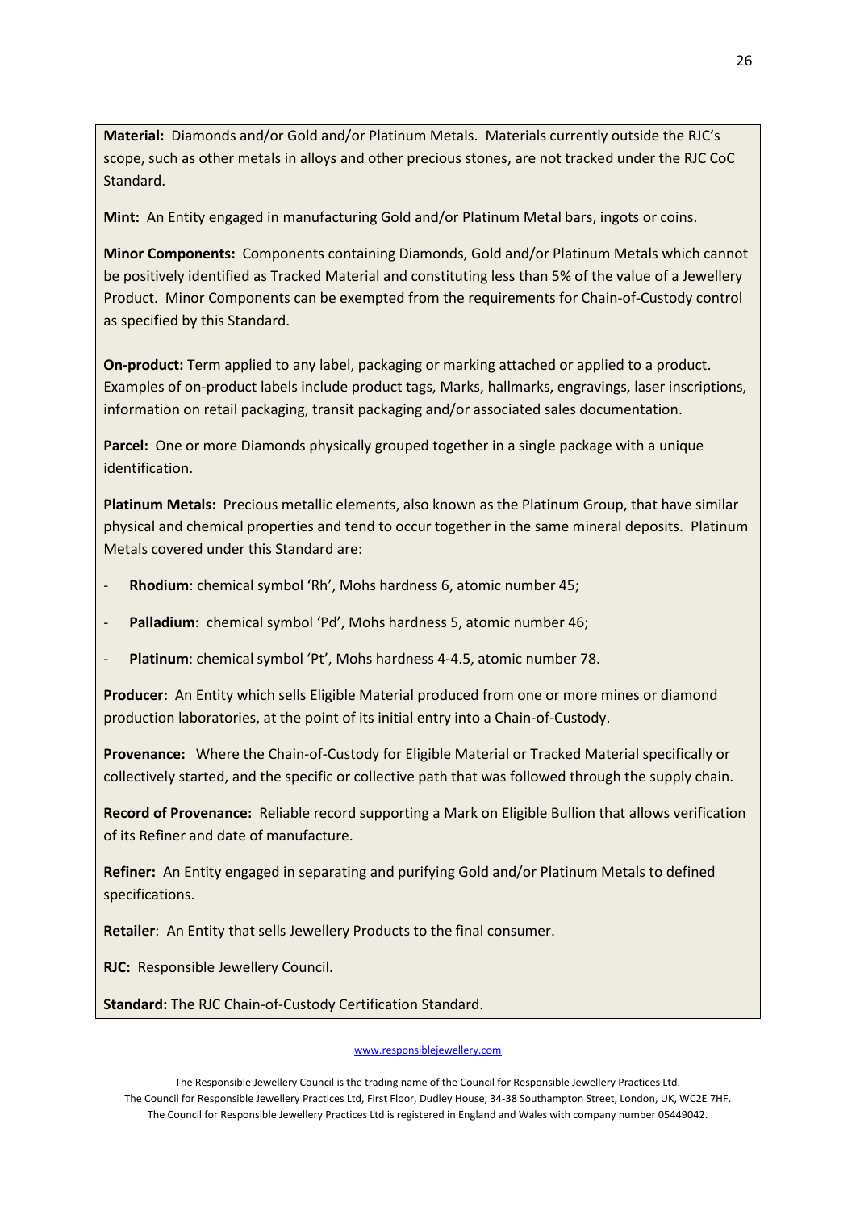**Material:** Diamonds and/or Gold and/or Platinum Metals. Materials currently outside the RJC's scope, such as other metals in alloys and other precious stones, are not tracked under the RJC CoC Standard.

**Mint:** An Entity engaged in manufacturing Gold and/or Platinum Metal bars, ingots or coins.

**Minor Components:** Components containing Diamonds, Gold and/or Platinum Metals which cannot be positively identified as Tracked Material and constituting less than 5% of the value of a Jewellery Product. Minor Components can be exempted from the requirements for Chain-of-Custody control as specified by this Standard.

**On-product:** Term applied to any label, packaging or marking attached or applied to a product. Examples of on-product labels include product tags, Marks, hallmarks, engravings, laser inscriptions, information on retail packaging, transit packaging and/or associated sales documentation.

**Parcel:** One or more Diamonds physically grouped together in a single package with a unique identification.

**Platinum Metals:** Precious metallic elements, also known as the Platinum Group, that have similar physical and chemical properties and tend to occur together in the same mineral deposits. Platinum Metals covered under this Standard are:

- **Rhodium**: chemical symbol 'Rh', Mohs hardness 6, atomic number 45;
- **Palladium**: chemical symbol 'Pd', Mohs hardness 5, atomic number 46;
- **Platinum**: chemical symbol 'Pt', Mohs hardness 4-4.5, atomic number 78.

**Producer:** An Entity which sells Eligible Material produced from one or more mines or diamond production laboratories, at the point of its initial entry into a Chain-of-Custody.

**Provenance:** Where the Chain-of-Custody for Eligible Material or Tracked Material specifically or collectively started, and the specific or collective path that was followed through the supply chain.

**Record of Provenance:** Reliable record supporting a Mark on Eligible Bullion that allows verification of its Refiner and date of manufacture.

**Refiner:** An Entity engaged in separating and purifying Gold and/or Platinum Metals to defined specifications.

**Retailer**: An Entity that sells Jewellery Products to the final consumer.

**RJC:** Responsible Jewellery Council.

**Standard:** The RJC Chain-of-Custody Certification Standard.

www.responsiblejewellery.com

The Responsible Jewellery Council is the trading name of the Council for Responsible Jewellery Practices Ltd.
The Council for Responsible Jewellery Practices Ltd, First Floor, Dudley House, 34-38 Southampton Street, London, UK, WC2E 7HF.
The Council for Responsible Jewellery Practices Ltd is registered in England and Wales with company number 05449042.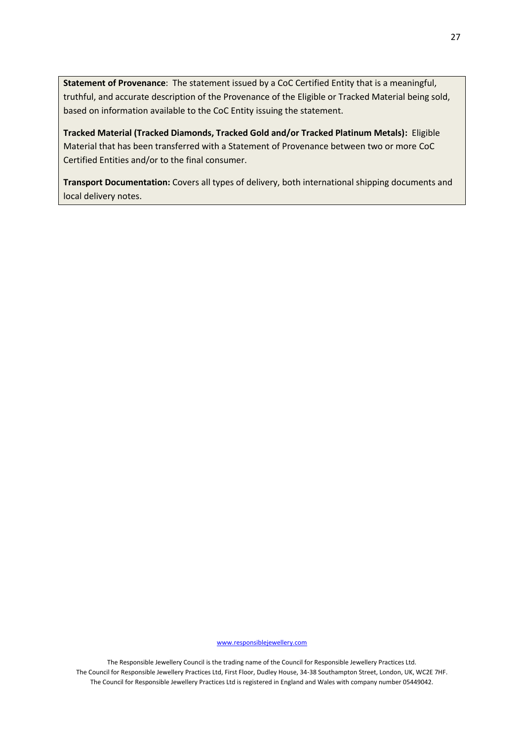**Statement of Provenance**: The statement issued by a CoC Certified Entity that is a meaningful, truthful, and accurate description of the Provenance of the Eligible or Tracked Material being sold, based on information available to the CoC Entity issuing the statement.

**Tracked Material (Tracked Diamonds, Tracked Gold and/or Tracked Platinum Metals):** Eligible Material that has been transferred with a Statement of Provenance between two or more CoC Certified Entities and/or to the final consumer.

**Transport Documentation:** Covers all types of delivery, both international shipping documents and local delivery notes.